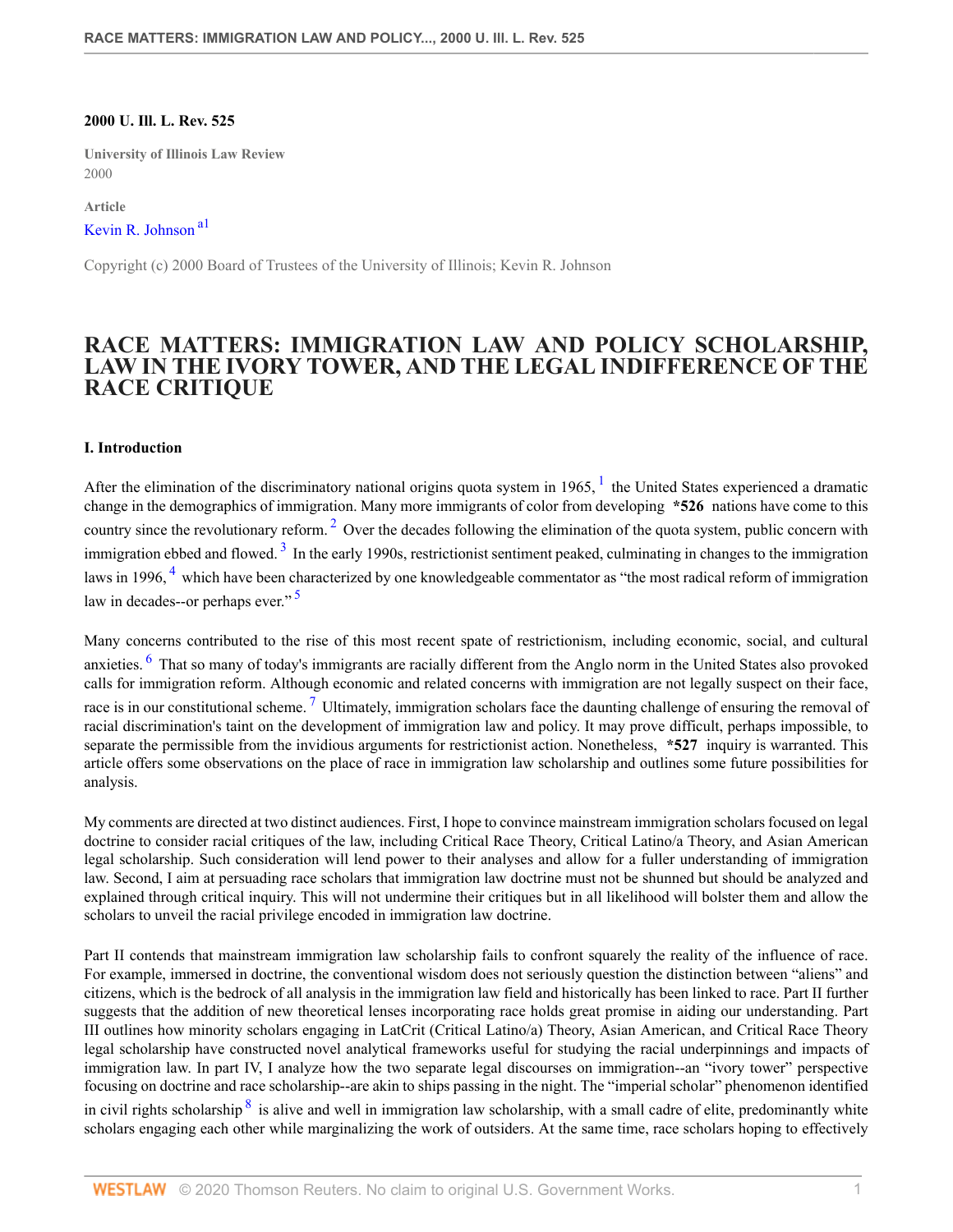**2000 U. Ill. L. Rev. 525**

**University of Illinois Law Review**
2000

**Article**

Kevin R. Johnson [a1]

Copyright (c) 2000 Board of Trustees of the University of Illinois; Kevin R. Johnson

# RACE MATTERS: IMMIGRATION LAW AND POLICY SCHOLARSHIP, LAW IN THE IVORY TOWER, AND THE LEGAL INDIFFERENCE OF THE RACE CRITIQUE

### I. Introduction

After the elimination of the discriminatory national origins quota system in 1965, [1] the United States experienced a dramatic change in the demographics of immigration. Many more immigrants of color from developing **\*526** nations have come to this country since the revolutionary reform. [2] Over the decades following the elimination of the quota system, public concern with immigration ebbed and flowed. [3] In the early 1990s, restrictionist sentiment peaked, culminating in changes to the immigration laws in 1996, [4] which have been characterized by one knowledgeable commentator as "the most radical reform of immigration law in decades--or perhaps ever." [5]

Many concerns contributed to the rise of this most recent spate of restrictionism, including economic, social, and cultural anxieties. [6] That so many of today's immigrants are racially different from the Anglo norm in the United States also provoked calls for immigration reform. Although economic and related concerns with immigration are not legally suspect on their face, race is in our constitutional scheme. [7] Ultimately, immigration scholars face the daunting challenge of ensuring the removal of racial discrimination's taint on the development of immigration law and policy. It may prove difficult, perhaps impossible, to separate the permissible from the invidious arguments for restrictionist action. Nonetheless, **\*527** inquiry is warranted. This article offers some observations on the place of race in immigration law scholarship and outlines some future possibilities for analysis.

My comments are directed at two distinct audiences. First, I hope to convince mainstream immigration scholars focused on legal doctrine to consider racial critiques of the law, including Critical Race Theory, Critical Latino/a Theory, and Asian American legal scholarship. Such consideration will lend power to their analyses and allow for a fuller understanding of immigration law. Second, I aim at persuading race scholars that immigration law doctrine must not be shunned but should be analyzed and explained through critical inquiry. This will not undermine their critiques but in all likelihood will bolster them and allow the scholars to unveil the racial privilege encoded in immigration law doctrine.

Part II contends that mainstream immigration law scholarship fails to confront squarely the reality of the influence of race. For example, immersed in doctrine, the conventional wisdom does not seriously question the distinction between "aliens" and citizens, which is the bedrock of all analysis in the immigration law field and historically has been linked to race. Part II further suggests that the addition of new theoretical lenses incorporating race holds great promise in aiding our understanding. Part III outlines how minority scholars engaging in LatCrit (Critical Latino/a) Theory, Asian American, and Critical Race Theory legal scholarship have constructed novel analytical frameworks useful for studying the racial underpinnings and impacts of immigration law. In part IV, I analyze how the two separate legal discourses on immigration--an "ivory tower" perspective focusing on doctrine and race scholarship--are akin to ships passing in the night. The "imperial scholar" phenomenon identified in civil rights scholarship [8] is alive and well in immigration law scholarship, with a small cadre of elite, predominantly white scholars engaging each other while marginalizing the work of outsiders. At the same time, race scholars hoping to effectively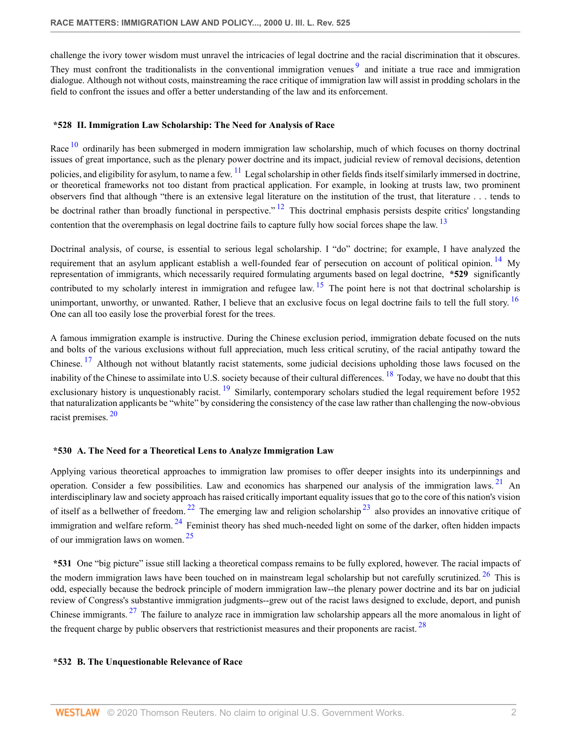challenge the ivory tower wisdom must unravel the intricacies of legal doctrine and the racial discrimination that it obscures. They must confront the traditionalists in the conventional immigration venues [9] and initiate a true race and immigration dialogue. Although not without costs, mainstreaming the race critique of immigration law will assist in prodding scholars in the field to confront the issues and offer a better understanding of the law and its enforcement.

## *528 II. Immigration Law Scholarship: The Need for Analysis of Race

Race [10] ordinarily has been submerged in modern immigration law scholarship, much of which focuses on thorny doctrinal issues of great importance, such as the plenary power doctrine and its impact, judicial review of removal decisions, detention policies, and eligibility for asylum, to name a few. [11] Legal scholarship in other fields finds itself similarly immersed in doctrine, or theoretical frameworks not too distant from practical application. For example, in looking at trusts law, two prominent observers find that although "there is an extensive legal literature on the institution of the trust, that literature . . . tends to be doctrinal rather than broadly functional in perspective." [12] This doctrinal emphasis persists despite critics' longstanding contention that the overemphasis on legal doctrine fails to capture fully how social forces shape the law. [13]

Doctrinal analysis, of course, is essential to serious legal scholarship. I "do" doctrine; for example, I have analyzed the requirement that an asylum applicant establish a well-founded fear of persecution on account of political opinion. [14] My representation of immigrants, which necessarily required formulating arguments based on legal doctrine, **\*529** significantly contributed to my scholarly interest in immigration and refugee law. [15] The point here is not that doctrinal scholarship is unimportant, unworthy, or unwanted. Rather, I believe that an exclusive focus on legal doctrine fails to tell the full story. [16] One can all too easily lose the proverbial forest for the trees.

A famous immigration example is instructive. During the Chinese exclusion period, immigration debate focused on the nuts and bolts of the various exclusions without full appreciation, much less critical scrutiny, of the racial antipathy toward the Chinese. [17] Although not without blatantly racist statements, some judicial decisions upholding those laws focused on the inability of the Chinese to assimilate into U.S. society because of their cultural differences. [18] Today, we have no doubt that this exclusionary history is unquestionably racist. [19] Similarly, contemporary scholars studied the legal requirement before 1952 that naturalization applicants be "white" by considering the consistency of the case law rather than challenging the now-obvious racist premises. [20]

### *530 A. The Need for a Theoretical Lens to Analyze Immigration Law

Applying various theoretical approaches to immigration law promises to offer deeper insights into its underpinnings and operation. Consider a few possibilities. Law and economics has sharpened our analysis of the immigration laws. [21] An interdisciplinary law and society approach has raised critically important equality issues that go to the core of this nation's vision of itself as a bellwether of freedom. [22] The emerging law and religion scholarship [23] also provides an innovative critique of immigration and welfare reform. [24] Feminist theory has shed much-needed light on some of the darker, often hidden impacts of our immigration laws on women. [25]

**\*531** One "big picture" issue still lacking a theoretical compass remains to be fully explored, however. The racial impacts of the modern immigration laws have been touched on in mainstream legal scholarship but not carefully scrutinized. [26] This is odd, especially because the bedrock principle of modern immigration law--the plenary power doctrine and its bar on judicial review of Congress's substantive immigration judgments--grew out of the racist laws designed to exclude, deport, and punish Chinese immigrants. [27] The failure to analyze race in immigration law scholarship appears all the more anomalous in light of the frequent charge by public observers that restrictionist measures and their proponents are racist. [28]

### *532 B. The Unquestionable Relevance of Race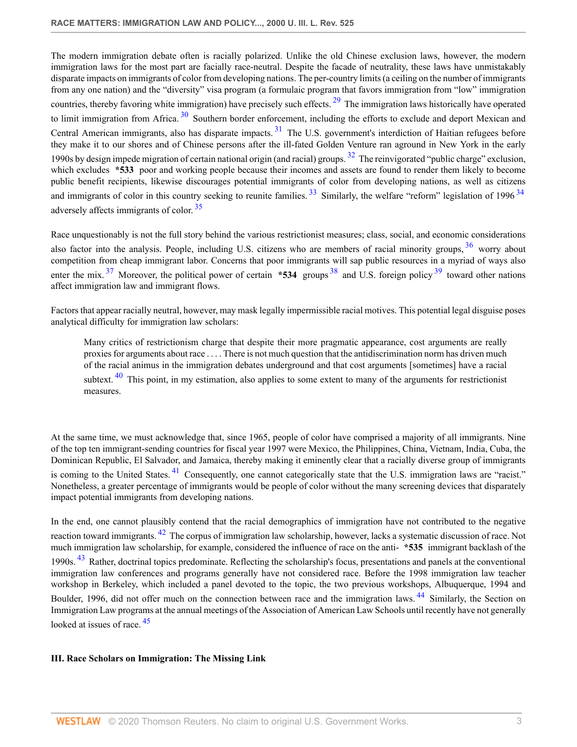The modern immigration debate often is racially polarized. Unlike the old Chinese exclusion laws, however, the modern immigration laws for the most part are facially race-neutral. Despite the facade of neutrality, these laws have unmistakably disparate impacts on immigrants of color from developing nations. The per-country limits (a ceiling on the number of immigrants from any one nation) and the "diversity" visa program (a formulaic program that favors immigration from "low" immigration countries, thereby favoring white immigration) have precisely such effects. [29] The immigration laws historically have operated to limit immigration from Africa. [30] Southern border enforcement, including the efforts to exclude and deport Mexican and Central American immigrants, also has disparate impacts. [31] The U.S. government's interdiction of Haitian refugees before they make it to our shores and of Chinese persons after the ill-fated Golden Venture ran aground in New York in the early 1990s by design impede migration of certain national origin (and racial) groups. [32] The reinvigorated "public charge" exclusion, which excludes **\*533** poor and working people because their incomes and assets are found to render them likely to become public benefit recipients, likewise discourages potential immigrants of color from developing nations, as well as citizens and immigrants of color in this country seeking to reunite families. [33] Similarly, the welfare "reform" legislation of 1996 [34] adversely affects immigrants of color. [35]

Race unquestionably is not the full story behind the various restrictionist measures; class, social, and economic considerations also factor into the analysis. People, including U.S. citizens who are members of racial minority groups, [36] worry about competition from cheap immigrant labor. Concerns that poor immigrants will sap public resources in a myriad of ways also enter the mix. [37] Moreover, the political power of certain **\*534** groups [38] and U.S. foreign policy [39] toward other nations affect immigration law and immigrant flows.

Factors that appear racially neutral, however, may mask legally impermissible racial motives. This potential legal disguise poses analytical difficulty for immigration law scholars:

> Many critics of restrictionism charge that despite their more pragmatic appearance, cost arguments are really proxies for arguments about race . . . . There is not much question that the antidiscrimination norm has driven much of the racial animus in the immigration debates underground and that cost arguments [sometimes] have a racial subtext. [40] This point, in my estimation, also applies to some extent to many of the arguments for restrictionist measures.

At the same time, we must acknowledge that, since 1965, people of color have comprised a majority of all immigrants. Nine of the top ten immigrant-sending countries for fiscal year 1997 were Mexico, the Philippines, China, Vietnam, India, Cuba, the Dominican Republic, El Salvador, and Jamaica, thereby making it eminently clear that a racially diverse group of immigrants is coming to the United States. [41] Consequently, one cannot categorically state that the U.S. immigration laws are "racist." Nonetheless, a greater percentage of immigrants would be people of color without the many screening devices that disparately impact potential immigrants from developing nations.

In the end, one cannot plausibly contend that the racial demographics of immigration have not contributed to the negative reaction toward immigrants. [42] The corpus of immigration law scholarship, however, lacks a systematic discussion of race. Not much immigration law scholarship, for example, considered the influence of race on the anti- **\*535** immigrant backlash of the 1990s. [43] Rather, doctrinal topics predominate. Reflecting the scholarship's focus, presentations and panels at the conventional immigration law conferences and programs generally have not considered race. Before the 1998 immigration law teacher workshop in Berkeley, which included a panel devoted to the topic, the two previous workshops, Albuquerque, 1994 and Boulder, 1996, did not offer much on the connection between race and the immigration laws. [44] Similarly, the Section on Immigration Law programs at the annual meetings of the Association of American Law Schools until recently have not generally looked at issues of race. [45]

### III. Race Scholars on Immigration: The Missing Link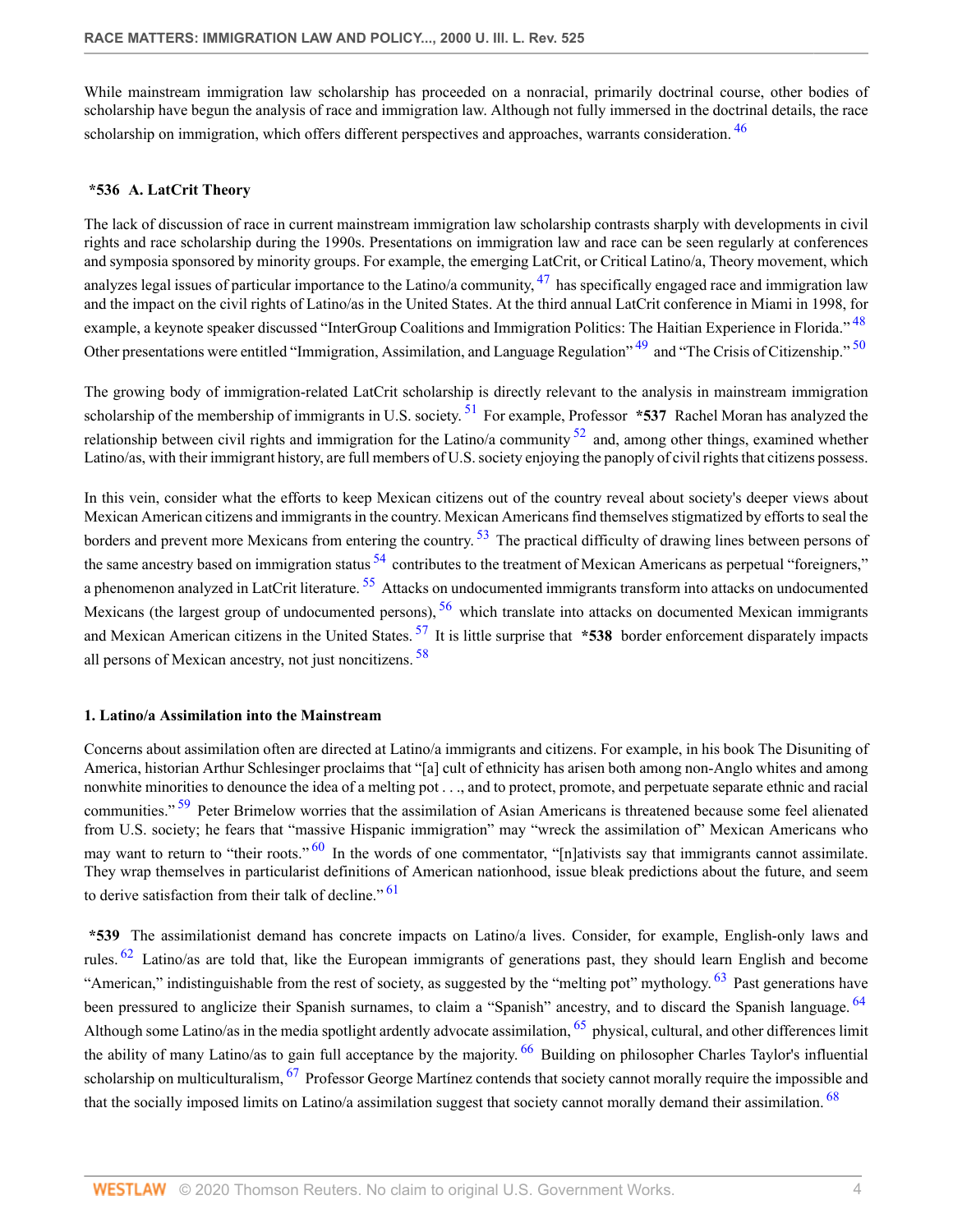While mainstream immigration law scholarship has proceeded on a nonracial, primarily doctrinal course, other bodies of scholarship have begun the analysis of race and immigration law. Although not fully immersed in the doctrinal details, the race scholarship on immigration, which offers different perspectives and approaches, warrants consideration. [46]

### *536 A. LatCrit Theory

The lack of discussion of race in current mainstream immigration law scholarship contrasts sharply with developments in civil rights and race scholarship during the 1990s. Presentations on immigration law and race can be seen regularly at conferences and symposia sponsored by minority groups. For example, the emerging LatCrit, or Critical Latino/a, Theory movement, which analyzes legal issues of particular importance to the Latino/a community, [47] has specifically engaged race and immigration law and the impact on the civil rights of Latino/as in the United States. At the third annual LatCrit conference in Miami in 1998, for example, a keynote speaker discussed "InterGroup Coalitions and Immigration Politics: The Haitian Experience in Florida." [48] Other presentations were entitled "Immigration, Assimilation, and Language Regulation" [49] and "The Crisis of Citizenship." [50]

The growing body of immigration-related LatCrit scholarship is directly relevant to the analysis in mainstream immigration scholarship of the membership of immigrants in U.S. society. [51] For example, Professor **\*537** Rachel Moran has analyzed the relationship between civil rights and immigration for the Latino/a community [52] and, among other things, examined whether Latino/as, with their immigrant history, are full members of U.S. society enjoying the panoply of civil rights that citizens possess.

In this vein, consider what the efforts to keep Mexican citizens out of the country reveal about society's deeper views about Mexican American citizens and immigrants in the country. Mexican Americans find themselves stigmatized by efforts to seal the borders and prevent more Mexicans from entering the country. [53] The practical difficulty of drawing lines between persons of the same ancestry based on immigration status [54] contributes to the treatment of Mexican Americans as perpetual "foreigners," a phenomenon analyzed in LatCrit literature. [55] Attacks on undocumented immigrants transform into attacks on undocumented Mexicans (the largest group of undocumented persons), [56] which translate into attacks on documented Mexican immigrants and Mexican American citizens in the United States. [57] It is little surprise that **\*538** border enforcement disparately impacts all persons of Mexican ancestry, not just noncitizens. [58]

#### 1. Latino/a Assimilation into the Mainstream

Concerns about assimilation often are directed at Latino/a immigrants and citizens. For example, in his book The Disuniting of America, historian Arthur Schlesinger proclaims that "[a] cult of ethnicity has arisen both among non-Anglo whites and among nonwhite minorities to denounce the idea of a melting pot . . ., and to protect, promote, and perpetuate separate ethnic and racial communities." [59] Peter Brimelow worries that the assimilation of Asian Americans is threatened because some feel alienated from U.S. society; he fears that "massive Hispanic immigration" may "wreck the assimilation of" Mexican Americans who may want to return to "their roots." [60] In the words of one commentator, "[n]ativists say that immigrants cannot assimilate. They wrap themselves in particularist definitions of American nationhood, issue bleak predictions about the future, and seem to derive satisfaction from their talk of decline." [61]

**\*539** The assimilationist demand has concrete impacts on Latino/a lives. Consider, for example, English-only laws and rules. [62] Latino/as are told that, like the European immigrants of generations past, they should learn English and become "American," indistinguishable from the rest of society, as suggested by the "melting pot" mythology. [63] Past generations have been pressured to anglicize their Spanish surnames, to claim a "Spanish" ancestry, and to discard the Spanish language. [64] Although some Latino/as in the media spotlight ardently advocate assimilation, [65] physical, cultural, and other differences limit the ability of many Latino/as to gain full acceptance by the majority. [66] Building on philosopher Charles Taylor's influential scholarship on multiculturalism, [67] Professor George Martínez contends that society cannot morally require the impossible and that the socially imposed limits on Latino/a assimilation suggest that society cannot morally demand their assimilation. [68]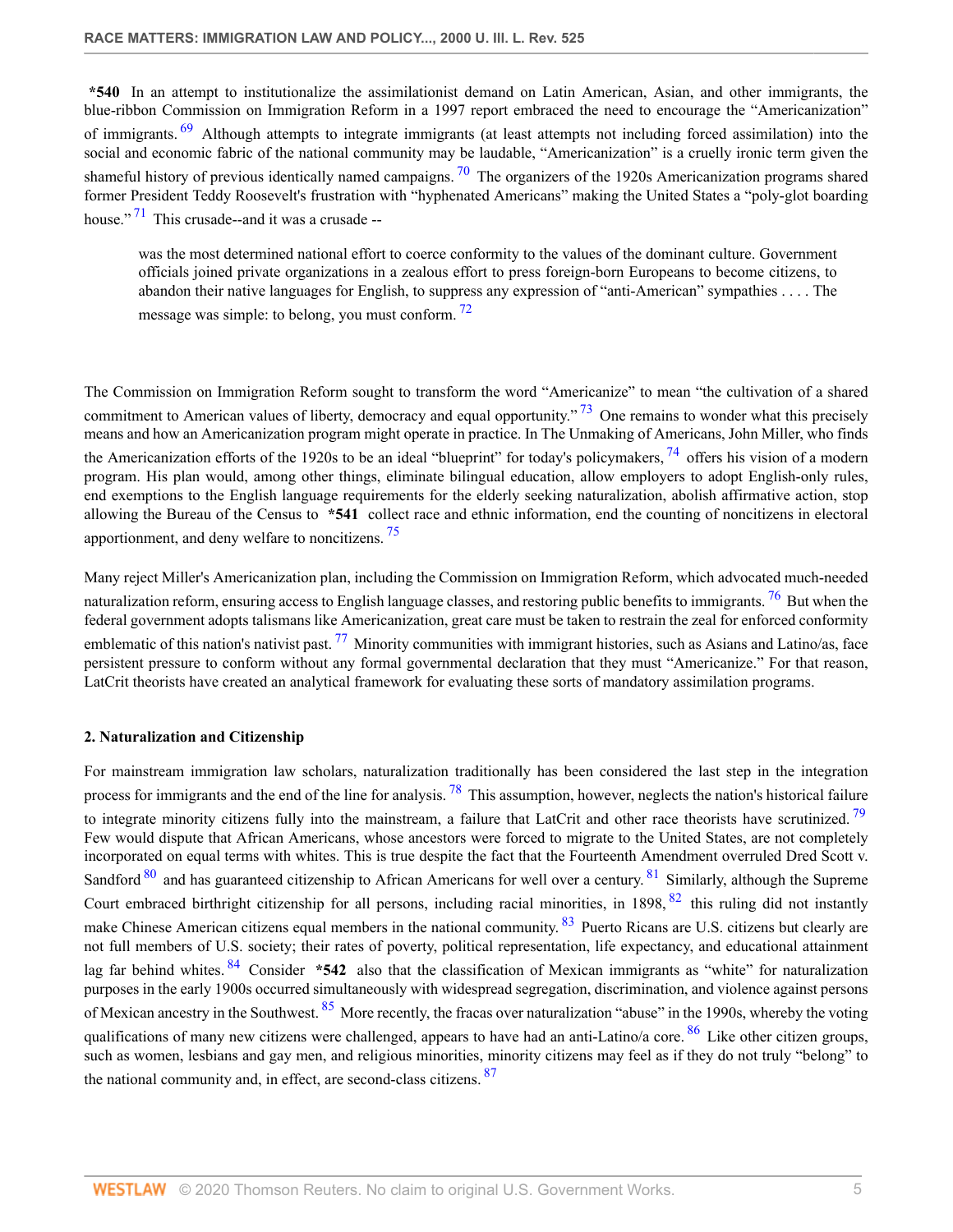**\*540** In an attempt to institutionalize the assimilationist demand on Latin American, Asian, and other immigrants, the blue-ribbon Commission on Immigration Reform in a 1997 report embraced the need to encourage the "Americanization" of immigrants.[69] Although attempts to integrate immigrants (at least attempts not including forced assimilation) into the social and economic fabric of the national community may be laudable, "Americanization" is a cruelly ironic term given the shameful history of previous identically named campaigns.[70] The organizers of the 1920s Americanization programs shared former President Teddy Roosevelt's frustration with "hyphenated Americans" making the United States a "poly-glot boarding house."[71] This crusade--and it was a crusade --

> was the most determined national effort to coerce conformity to the values of the dominant culture. Government officials joined private organizations in a zealous effort to press foreign-born Europeans to become citizens, to abandon their native languages for English, to suppress any expression of "anti-American" sympathies . . . . The message was simple: to belong, you must conform.[72]

The Commission on Immigration Reform sought to transform the word "Americanize" to mean "the cultivation of a shared commitment to American values of liberty, democracy and equal opportunity."[73] One remains to wonder what this precisely means and how an Americanization program might operate in practice. In The Unmaking of Americans, John Miller, who finds the Americanization efforts of the 1920s to be an ideal "blueprint" for today's policymakers,[74] offers his vision of a modern program. His plan would, among other things, eliminate bilingual education, allow employers to adopt English-only rules, end exemptions to the English language requirements for the elderly seeking naturalization, abolish affirmative action, stop allowing the Bureau of the Census to **\*541** collect race and ethnic information, end the counting of noncitizens in electoral apportionment, and deny welfare to noncitizens.[75]

Many reject Miller's Americanization plan, including the Commission on Immigration Reform, which advocated much-needed naturalization reform, ensuring access to English language classes, and restoring public benefits to immigrants.[76] But when the federal government adopts talismans like Americanization, great care must be taken to restrain the zeal for enforced conformity emblematic of this nation's nativist past.[77] Minority communities with immigrant histories, such as Asians and Latino/as, face persistent pressure to conform without any formal governmental declaration that they must "Americanize." For that reason, LatCrit theorists have created an analytical framework for evaluating these sorts of mandatory assimilation programs.

### 2. Naturalization and Citizenship

For mainstream immigration law scholars, naturalization traditionally has been considered the last step in the integration process for immigrants and the end of the line for analysis.[78] This assumption, however, neglects the nation's historical failure to integrate minority citizens fully into the mainstream, a failure that LatCrit and other race theorists have scrutinized.[79] Few would dispute that African Americans, whose ancestors were forced to migrate to the United States, are not completely incorporated on equal terms with whites. This is true despite the fact that the Fourteenth Amendment overruled Dred Scott v. Sandford[80] and has guaranteed citizenship to African Americans for well over a century.[81] Similarly, although the Supreme Court embraced birthright citizenship for all persons, including racial minorities, in 1898,[82] this ruling did not instantly make Chinese American citizens equal members in the national community.[83] Puerto Ricans are U.S. citizens but clearly are not full members of U.S. society; their rates of poverty, political representation, life expectancy, and educational attainment lag far behind whites.[84] Consider **\*542** also that the classification of Mexican immigrants as "white" for naturalization purposes in the early 1900s occurred simultaneously with widespread segregation, discrimination, and violence against persons of Mexican ancestry in the Southwest.[85] More recently, the fracas over naturalization "abuse" in the 1990s, whereby the voting qualifications of many new citizens were challenged, appears to have had an anti-Latino/a core.[86] Like other citizen groups, such as women, lesbians and gay men, and religious minorities, minority citizens may feel as if they do not truly "belong" to the national community and, in effect, are second-class citizens.[87]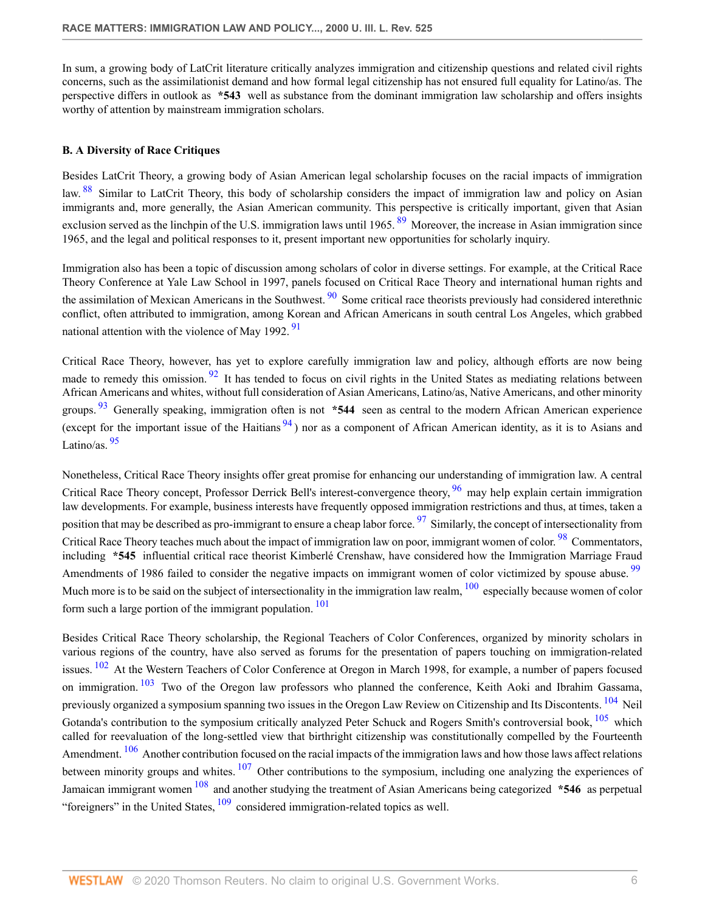In sum, a growing body of LatCrit literature critically analyzes immigration and citizenship questions and related civil rights concerns, such as the assimilationist demand and how formal legal citizenship has not ensured full equality for Latino/as. The perspective differs in outlook as **\*543** well as substance from the dominant immigration law scholarship and offers insights worthy of attention by mainstream immigration scholars.

### B. A Diversity of Race Critiques

Besides LatCrit Theory, a growing body of Asian American legal scholarship focuses on the racial impacts of immigration law.[88] Similar to LatCrit Theory, this body of scholarship considers the impact of immigration law and policy on Asian immigrants and, more generally, the Asian American community. This perspective is critically important, given that Asian exclusion served as the linchpin of the U.S. immigration laws until 1965.[89] Moreover, the increase in Asian immigration since 1965, and the legal and political responses to it, present important new opportunities for scholarly inquiry.

Immigration also has been a topic of discussion among scholars of color in diverse settings. For example, at the Critical Race Theory Conference at Yale Law School in 1997, panels focused on Critical Race Theory and international human rights and the assimilation of Mexican Americans in the Southwest.[90] Some critical race theorists previously had considered interethnic conflict, often attributed to immigration, among Korean and African Americans in south central Los Angeles, which grabbed national attention with the violence of May 1992.[91]

Critical Race Theory, however, has yet to explore carefully immigration law and policy, although efforts are now being made to remedy this omission.[92] It has tended to focus on civil rights in the United States as mediating relations between African Americans and whites, without full consideration of Asian Americans, Latino/as, Native Americans, and other minority groups.[93] Generally speaking, immigration often is not **\*544** seen as central to the modern African American experience (except for the important issue of the Haitians[94]) nor as a component of African American identity, as it is to Asians and Latino/as.[95]

Nonetheless, Critical Race Theory insights offer great promise for enhancing our understanding of immigration law. A central Critical Race Theory concept, Professor Derrick Bell's interest-convergence theory,[96] may help explain certain immigration law developments. For example, business interests have frequently opposed immigration restrictions and thus, at times, taken a position that may be described as pro-immigrant to ensure a cheap labor force.[97] Similarly, the concept of intersectionality from Critical Race Theory teaches much about the impact of immigration law on poor, immigrant women of color.[98] Commentators, including **\*545** influential critical race theorist Kimberlé Crenshaw, have considered how the Immigration Marriage Fraud Amendments of 1986 failed to consider the negative impacts on immigrant women of color victimized by spouse abuse.[99] Much more is to be said on the subject of intersectionality in the immigration law realm,[100] especially because women of color form such a large portion of the immigrant population.[101]

Besides Critical Race Theory scholarship, the Regional Teachers of Color Conferences, organized by minority scholars in various regions of the country, have also served as forums for the presentation of papers touching on immigration-related issues.[102] At the Western Teachers of Color Conference at Oregon in March 1998, for example, a number of papers focused on immigration.[103] Two of the Oregon law professors who planned the conference, Keith Aoki and Ibrahim Gassama, previously organized a symposium spanning two issues in the Oregon Law Review on Citizenship and Its Discontents.[104] Neil Gotanda's contribution to the symposium critically analyzed Peter Schuck and Rogers Smith's controversial book,[105] which called for reevaluation of the long-settled view that birthright citizenship was constitutionally compelled by the Fourteenth Amendment.[106] Another contribution focused on the racial impacts of the immigration laws and how those laws affect relations between minority groups and whites.[107] Other contributions to the symposium, including one analyzing the experiences of Jamaican immigrant women[108] and another studying the treatment of Asian Americans being categorized **\*546** as perpetual "foreigners" in the United States,[109] considered immigration-related topics as well.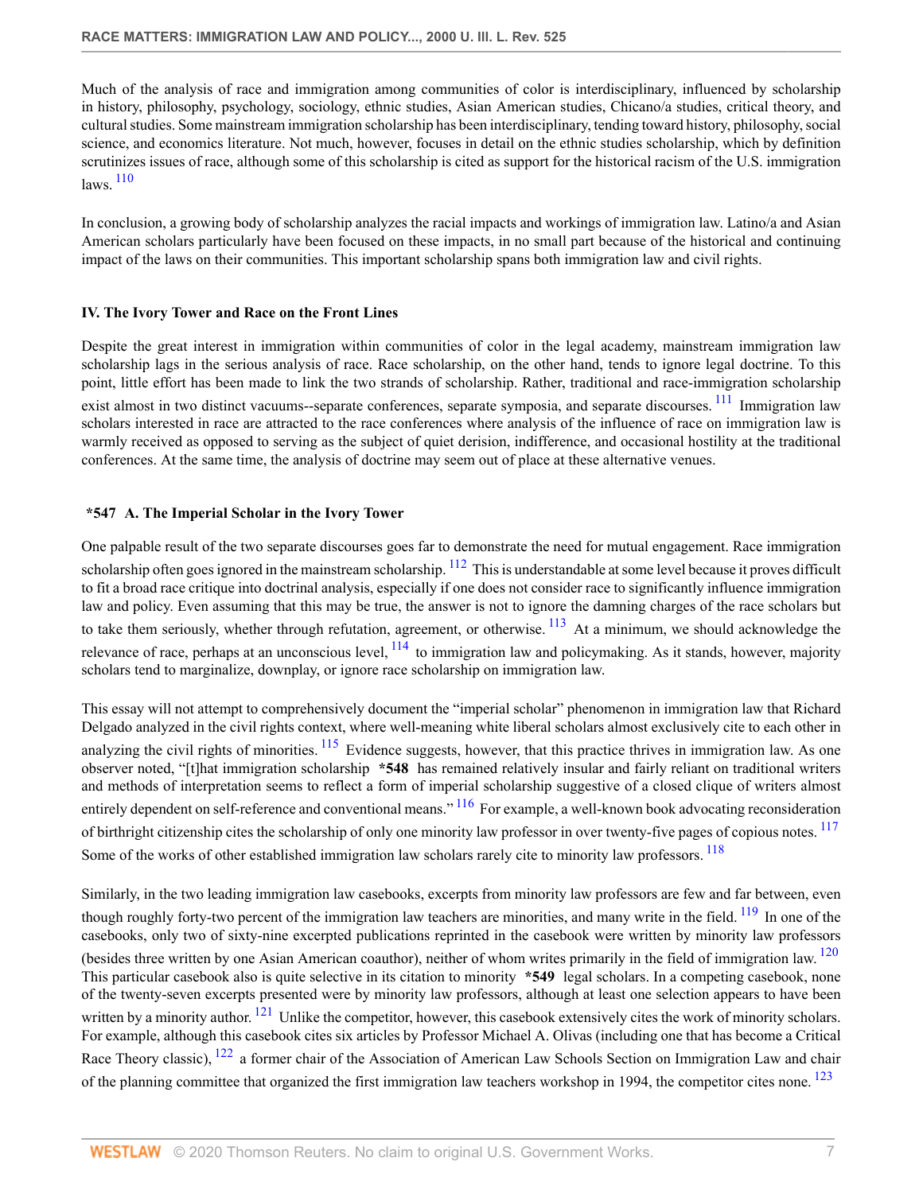Much of the analysis of race and immigration among communities of color is interdisciplinary, influenced by scholarship in history, philosophy, psychology, sociology, ethnic studies, Asian American studies, Chicano/a studies, critical theory, and cultural studies. Some mainstream immigration scholarship has been interdisciplinary, tending toward history, philosophy, social science, and economics literature. Not much, however, focuses in detail on the ethnic studies scholarship, which by definition scrutinizes issues of race, although some of this scholarship is cited as support for the historical racism of the U.S. immigration laws. [110]

In conclusion, a growing body of scholarship analyzes the racial impacts and workings of immigration law. Latino/a and Asian American scholars particularly have been focused on these impacts, in no small part because of the historical and continuing impact of the laws on their communities. This important scholarship spans both immigration law and civil rights.

## IV. The Ivory Tower and Race on the Front Lines

Despite the great interest in immigration within communities of color in the legal academy, mainstream immigration law scholarship lags in the serious analysis of race. Race scholarship, on the other hand, tends to ignore legal doctrine. To this point, little effort has been made to link the two strands of scholarship. Rather, traditional and race-immigration scholarship exist almost in two distinct vacuums--separate conferences, separate symposia, and separate discourses. [111] Immigration law scholars interested in race are attracted to the race conferences where analysis of the influence of race on immigration law is warmly received as opposed to serving as the subject of quiet derision, indifference, and occasional hostility at the traditional conferences. At the same time, the analysis of doctrine may seem out of place at these alternative venues.

### *547 A. The Imperial Scholar in the Ivory Tower

One palpable result of the two separate discourses goes far to demonstrate the need for mutual engagement. Race immigration scholarship often goes ignored in the mainstream scholarship. [112] This is understandable at some level because it proves difficult to fit a broad race critique into doctrinal analysis, especially if one does not consider race to significantly influence immigration law and policy. Even assuming that this may be true, the answer is not to ignore the damning charges of the race scholars but to take them seriously, whether through refutation, agreement, or otherwise. [113] At a minimum, we should acknowledge the relevance of race, perhaps at an unconscious level, [114] to immigration law and policymaking. As it stands, however, majority scholars tend to marginalize, downplay, or ignore race scholarship on immigration law.

This essay will not attempt to comprehensively document the "imperial scholar" phenomenon in immigration law that Richard Delgado analyzed in the civil rights context, where well-meaning white liberal scholars almost exclusively cite to each other in analyzing the civil rights of minorities. [115] Evidence suggests, however, that this practice thrives in immigration law. As one observer noted, "[t]hat immigration scholarship **\*548** has remained relatively insular and fairly reliant on traditional writers and methods of interpretation seems to reflect a form of imperial scholarship suggestive of a closed clique of writers almost entirely dependent on self-reference and conventional means." [116] For example, a well-known book advocating reconsideration of birthright citizenship cites the scholarship of only one minority law professor in over twenty-five pages of copious notes. [117] Some of the works of other established immigration law scholars rarely cite to minority law professors. [118]

Similarly, in the two leading immigration law casebooks, excerpts from minority law professors are few and far between, even though roughly forty-two percent of the immigration law teachers are minorities, and many write in the field. [119] In one of the casebooks, only two of sixty-nine excerpted publications reprinted in the casebook were written by minority law professors (besides three written by one Asian American coauthor), neither of whom writes primarily in the field of immigration law. [120] This particular casebook also is quite selective in its citation to minority **\*549** legal scholars. In a competing casebook, none of the twenty-seven excerpts presented were by minority law professors, although at least one selection appears to have been written by a minority author. [121] Unlike the competitor, however, this casebook extensively cites the work of minority scholars. For example, although this casebook cites six articles by Professor Michael A. Olivas (including one that has become a Critical Race Theory classic), [122] a former chair of the Association of American Law Schools Section on Immigration Law and chair of the planning committee that organized the first immigration law teachers workshop in 1994, the competitor cites none. [123]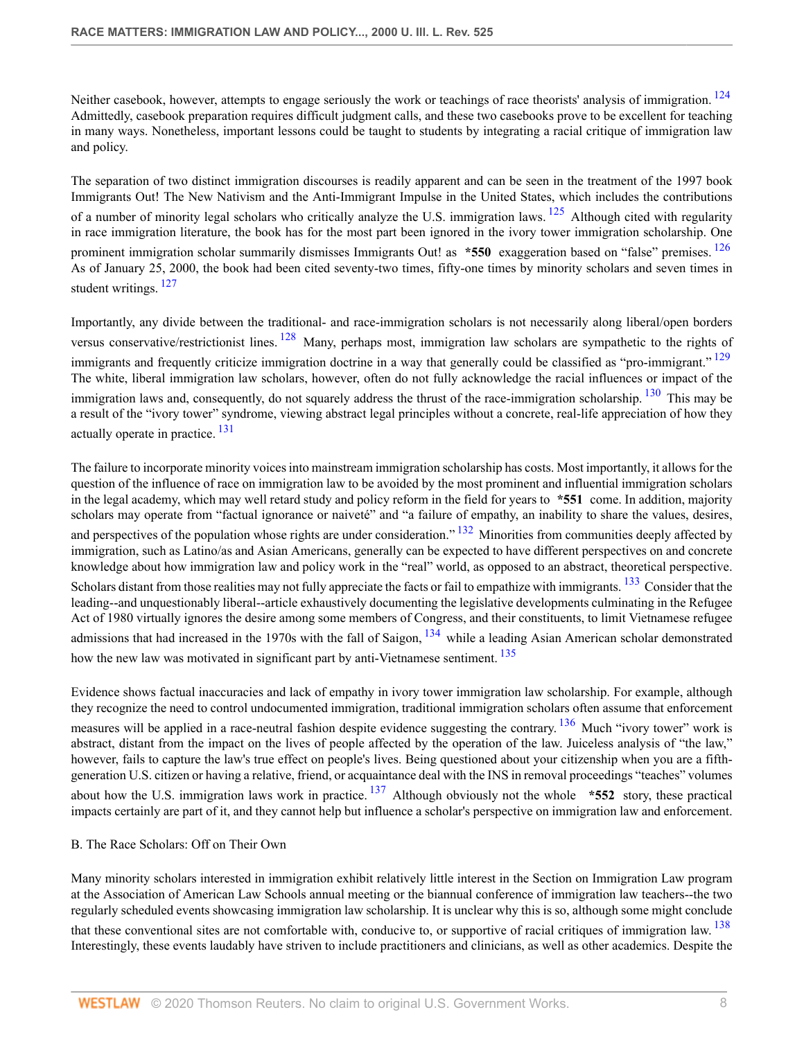Neither casebook, however, attempts to engage seriously the work or teachings of race theorists' analysis of immigration.[124] Admittedly, casebook preparation requires difficult judgment calls, and these two casebooks prove to be excellent for teaching in many ways. Nonetheless, important lessons could be taught to students by integrating a racial critique of immigration law and policy.

The separation of two distinct immigration discourses is readily apparent and can be seen in the treatment of the 1997 book Immigrants Out! The New Nativism and the Anti-Immigrant Impulse in the United States, which includes the contributions of a number of minority legal scholars who critically analyze the U.S. immigration laws.[125] Although cited with regularity in race immigration literature, the book has for the most part been ignored in the ivory tower immigration scholarship. One prominent immigration scholar summarily dismisses Immigrants Out! as **\*550** exaggeration based on "false" premises.[126] As of January 25, 2000, the book had been cited seventy-two times, fifty-one times by minority scholars and seven times in student writings.[127]

Importantly, any divide between the traditional- and race-immigration scholars is not necessarily along liberal/open borders versus conservative/restrictionist lines.[128] Many, perhaps most, immigration law scholars are sympathetic to the rights of immigrants and frequently criticize immigration doctrine in a way that generally could be classified as "pro-immigrant."[129] The white, liberal immigration law scholars, however, often do not fully acknowledge the racial influences or impact of the immigration laws and, consequently, do not squarely address the thrust of the race-immigration scholarship.[130] This may be a result of the "ivory tower" syndrome, viewing abstract legal principles without a concrete, real-life appreciation of how they actually operate in practice.[131]

The failure to incorporate minority voices into mainstream immigration scholarship has costs. Most importantly, it allows for the question of the influence of race on immigration law to be avoided by the most prominent and influential immigration scholars in the legal academy, which may well retard study and policy reform in the field for years to **\*551** come. In addition, majority scholars may operate from "factual ignorance or naiveté" and "a failure of empathy, an inability to share the values, desires, and perspectives of the population whose rights are under consideration."[132] Minorities from communities deeply affected by immigration, such as Latino/as and Asian Americans, generally can be expected to have different perspectives on and concrete knowledge about how immigration law and policy work in the "real" world, as opposed to an abstract, theoretical perspective. Scholars distant from those realities may not fully appreciate the facts or fail to empathize with immigrants.[133] Consider that the leading--and unquestionably liberal--article exhaustively documenting the legislative developments culminating in the Refugee Act of 1980 virtually ignores the desire among some members of Congress, and their constituents, to limit Vietnamese refugee admissions that had increased in the 1970s with the fall of Saigon,[134] while a leading Asian American scholar demonstrated how the new law was motivated in significant part by anti-Vietnamese sentiment.[135]

Evidence shows factual inaccuracies and lack of empathy in ivory tower immigration law scholarship. For example, although they recognize the need to control undocumented immigration, traditional immigration scholars often assume that enforcement measures will be applied in a race-neutral fashion despite evidence suggesting the contrary.[136] Much "ivory tower" work is abstract, distant from the impact on the lives of people affected by the operation of the law. Juiceless analysis of "the law," however, fails to capture the law's true effect on people's lives. Being questioned about your citizenship when you are a fifth-generation U.S. citizen or having a relative, friend, or acquaintance deal with the INS in removal proceedings "teaches" volumes about how the U.S. immigration laws work in practice.[137] Although obviously not the whole **\*552** story, these practical impacts certainly are part of it, and they cannot help but influence a scholar's perspective on immigration law and enforcement.

B. The Race Scholars: Off on Their Own

Many minority scholars interested in immigration exhibit relatively little interest in the Section on Immigration Law program at the Association of American Law Schools annual meeting or the biannual conference of immigration law teachers--the two regularly scheduled events showcasing immigration law scholarship. It is unclear why this is so, although some might conclude that these conventional sites are not comfortable with, conducive to, or supportive of racial critiques of immigration law.[138] Interestingly, these events laudably have striven to include practitioners and clinicians, as well as other academics. Despite the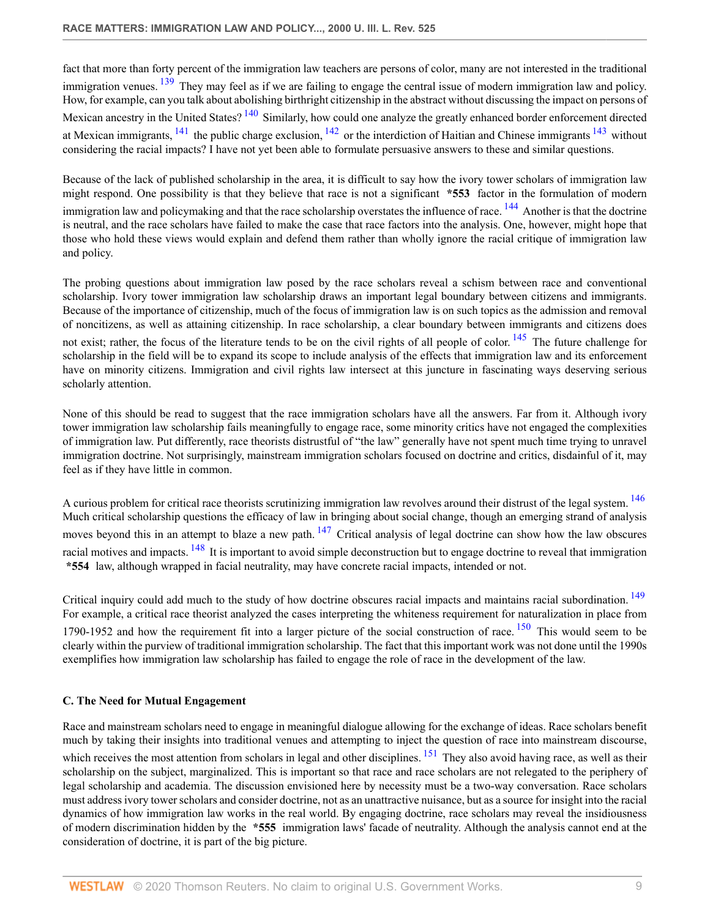fact that more than forty percent of the immigration law teachers are persons of color, many are not interested in the traditional immigration venues. [139] They may feel as if we are failing to engage the central issue of modern immigration law and policy. How, for example, can you talk about abolishing birthright citizenship in the abstract without discussing the impact on persons of Mexican ancestry in the United States? [140] Similarly, how could one analyze the greatly enhanced border enforcement directed at Mexican immigrants, [141] the public charge exclusion, [142] or the interdiction of Haitian and Chinese immigrants [143] without considering the racial impacts? I have not yet been able to formulate persuasive answers to these and similar questions.

Because of the lack of published scholarship in the area, it is difficult to say how the ivory tower scholars of immigration law might respond. One possibility is that they believe that race is not a significant **\*553** factor in the formulation of modern immigration law and policymaking and that the race scholarship overstates the influence of race. [144] Another is that the doctrine is neutral, and the race scholars have failed to make the case that race factors into the analysis. One, however, might hope that those who hold these views would explain and defend them rather than wholly ignore the racial critique of immigration law and policy.

The probing questions about immigration law posed by the race scholars reveal a schism between race and conventional scholarship. Ivory tower immigration law scholarship draws an important legal boundary between citizens and immigrants. Because of the importance of citizenship, much of the focus of immigration law is on such topics as the admission and removal of noncitizens, as well as attaining citizenship. In race scholarship, a clear boundary between immigrants and citizens does not exist; rather, the focus of the literature tends to be on the civil rights of all people of color. [145] The future challenge for scholarship in the field will be to expand its scope to include analysis of the effects that immigration law and its enforcement have on minority citizens. Immigration and civil rights law intersect at this juncture in fascinating ways deserving serious scholarly attention.

None of this should be read to suggest that the race immigration scholars have all the answers. Far from it. Although ivory tower immigration law scholarship fails meaningfully to engage race, some minority critics have not engaged the complexities of immigration law. Put differently, race theorists distrustful of "the law" generally have not spent much time trying to unravel immigration doctrine. Not surprisingly, mainstream immigration scholars focused on doctrine and critics, disdainful of it, may feel as if they have little in common.

A curious problem for critical race theorists scrutinizing immigration law revolves around their distrust of the legal system. [146] Much critical scholarship questions the efficacy of law in bringing about social change, though an emerging strand of analysis moves beyond this in an attempt to blaze a new path. [147] Critical analysis of legal doctrine can show how the law obscures racial motives and impacts. [148] It is important to avoid simple deconstruction but to engage doctrine to reveal that immigration **\*554** law, although wrapped in facial neutrality, may have concrete racial impacts, intended or not.

Critical inquiry could add much to the study of how doctrine obscures racial impacts and maintains racial subordination. [149] For example, a critical race theorist analyzed the cases interpreting the whiteness requirement for naturalization in place from 1790-1952 and how the requirement fit into a larger picture of the social construction of race. [150] This would seem to be clearly within the purview of traditional immigration scholarship. The fact that this important work was not done until the 1990s exemplifies how immigration law scholarship has failed to engage the role of race in the development of the law.

### C. The Need for Mutual Engagement

Race and mainstream scholars need to engage in meaningful dialogue allowing for the exchange of ideas. Race scholars benefit much by taking their insights into traditional venues and attempting to inject the question of race into mainstream discourse, which receives the most attention from scholars in legal and other disciplines. [151] They also avoid having race, as well as their scholarship on the subject, marginalized. This is important so that race and race scholars are not relegated to the periphery of legal scholarship and academia. The discussion envisioned here by necessity must be a two-way conversation. Race scholars must address ivory tower scholars and consider doctrine, not as an unattractive nuisance, but as a source for insight into the racial dynamics of how immigration law works in the real world. By engaging doctrine, race scholars may reveal the insidiousness of modern discrimination hidden by the **\*555** immigration laws' facade of neutrality. Although the analysis cannot end at the consideration of doctrine, it is part of the big picture.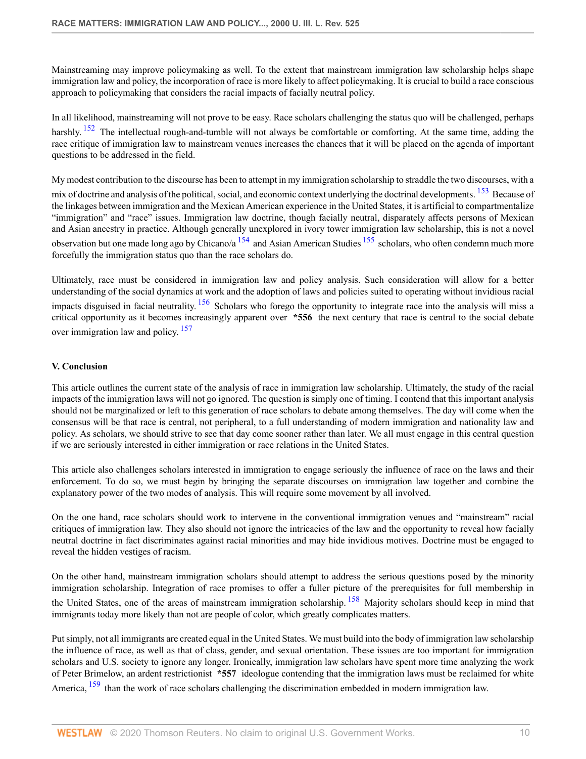Mainstreaming may improve policymaking as well. To the extent that mainstream immigration law scholarship helps shape immigration law and policy, the incorporation of race is more likely to affect policymaking. It is crucial to build a race conscious approach to policymaking that considers the racial impacts of facially neutral policy.

In all likelihood, mainstreaming will not prove to be easy. Race scholars challenging the status quo will be challenged, perhaps harshly.[152] The intellectual rough-and-tumble will not always be comfortable or comforting. At the same time, adding the race critique of immigration law to mainstream venues increases the chances that it will be placed on the agenda of important questions to be addressed in the field.

My modest contribution to the discourse has been to attempt in my immigration scholarship to straddle the two discourses, with a mix of doctrine and analysis of the political, social, and economic context underlying the doctrinal developments.[153] Because of the linkages between immigration and the Mexican American experience in the United States, it is artificial to compartmentalize "immigration" and "race" issues. Immigration law doctrine, though facially neutral, disparately affects persons of Mexican and Asian ancestry in practice. Although generally unexplored in ivory tower immigration law scholarship, this is not a novel observation but one made long ago by Chicano/a[154] and Asian American Studies[155] scholars, who often condemn much more forcefully the immigration status quo than the race scholars do.

Ultimately, race must be considered in immigration law and policy analysis. Such consideration will allow for a better understanding of the social dynamics at work and the adoption of laws and policies suited to operating without invidious racial impacts disguised in facial neutrality.[156] Scholars who forego the opportunity to integrate race into the analysis will miss a critical opportunity as it becomes increasingly apparent over **\*556** the next century that race is central to the social debate over immigration law and policy.[157]

### V. Conclusion

This article outlines the current state of the analysis of race in immigration law scholarship. Ultimately, the study of the racial impacts of the immigration laws will not go ignored. The question is simply one of timing. I contend that this important analysis should not be marginalized or left to this generation of race scholars to debate among themselves. The day will come when the consensus will be that race is central, not peripheral, to a full understanding of modern immigration and nationality law and policy. As scholars, we should strive to see that day come sooner rather than later. We all must engage in this central question if we are seriously interested in either immigration or race relations in the United States.

This article also challenges scholars interested in immigration to engage seriously the influence of race on the laws and their enforcement. To do so, we must begin by bringing the separate discourses on immigration law together and combine the explanatory power of the two modes of analysis. This will require some movement by all involved.

On the one hand, race scholars should work to intervene in the conventional immigration venues and "mainstream" racial critiques of immigration law. They also should not ignore the intricacies of the law and the opportunity to reveal how facially neutral doctrine in fact discriminates against racial minorities and may hide invidious motives. Doctrine must be engaged to reveal the hidden vestiges of racism.

On the other hand, mainstream immigration scholars should attempt to address the serious questions posed by the minority immigration scholarship. Integration of race promises to offer a fuller picture of the prerequisites for full membership in the United States, one of the areas of mainstream immigration scholarship.[158] Majority scholars should keep in mind that immigrants today more likely than not are people of color, which greatly complicates matters.

Put simply, not all immigrants are created equal in the United States. We must build into the body of immigration law scholarship the influence of race, as well as that of class, gender, and sexual orientation. These issues are too important for immigration scholars and U.S. society to ignore any longer. Ironically, immigration law scholars have spent more time analyzing the work of Peter Brimelow, an ardent restrictionist **\*557** ideologue contending that the immigration laws must be reclaimed for white America,[159] than the work of race scholars challenging the discrimination embedded in modern immigration law.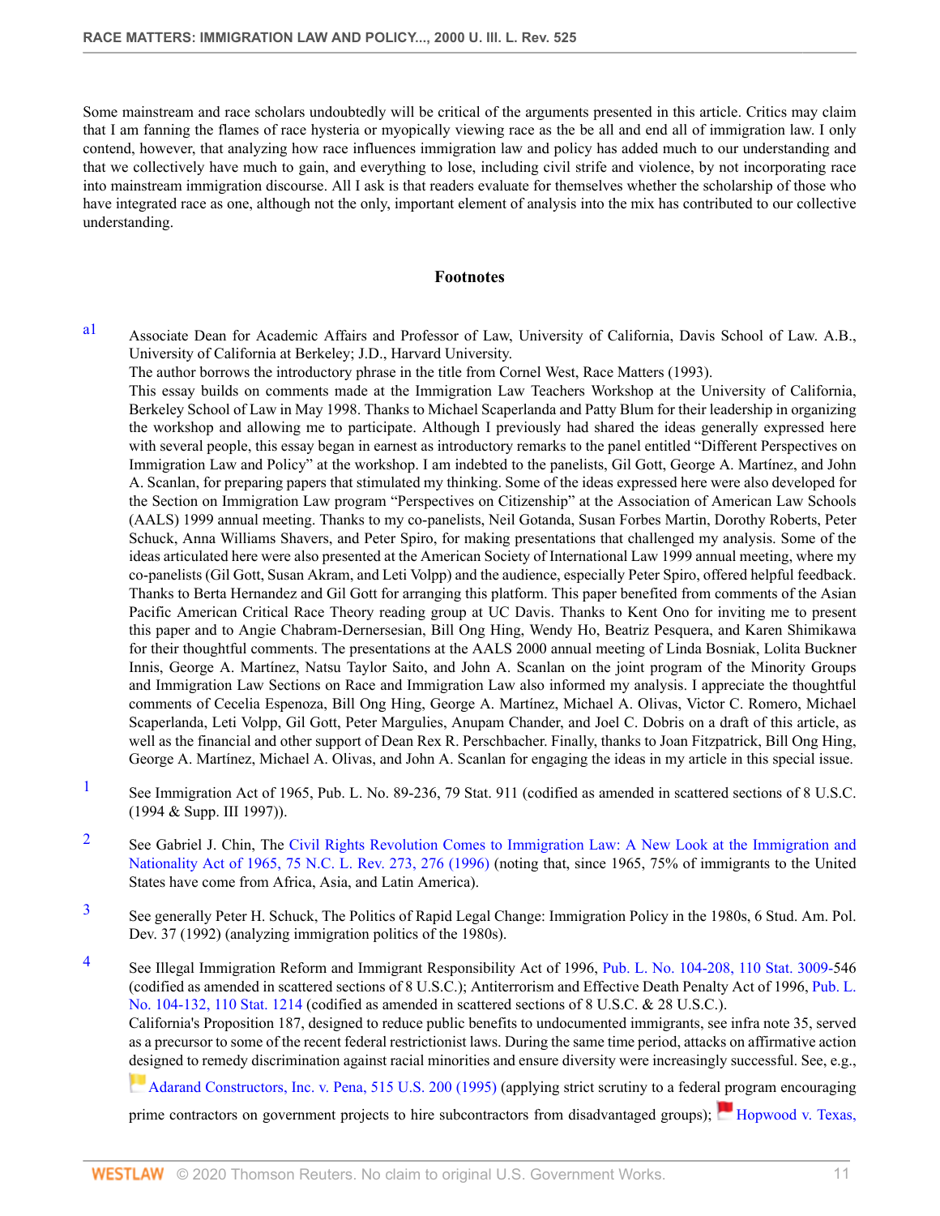Some mainstream and race scholars undoubtedly will be critical of the arguments presented in this article. Critics may claim that I am fanning the flames of race hysteria or myopically viewing race as the be all and end all of immigration law. I only contend, however, that analyzing how race influences immigration law and policy has added much to our understanding and that we collectively have much to gain, and everything to lose, including civil strife and violence, by not incorporating race into mainstream immigration discourse. All I ask is that readers evaluate for themselves whether the scholarship of those who have integrated race as one, although not the only, important element of analysis into the mix has contributed to our collective understanding.

## Footnotes

a1 Associate Dean for Academic Affairs and Professor of Law, University of California, Davis School of Law. A.B., University of California at Berkeley; J.D., Harvard University.

The author borrows the introductory phrase in the title from Cornel West, Race Matters (1993).

This essay builds on comments made at the Immigration Law Teachers Workshop at the University of California, Berkeley School of Law in May 1998. Thanks to Michael Scaperlanda and Patty Blum for their leadership in organizing the workshop and allowing me to participate. Although I previously had shared the ideas generally expressed here with several people, this essay began in earnest as introductory remarks to the panel entitled "Different Perspectives on Immigration Law and Policy" at the workshop. I am indebted to the panelists, Gil Gott, George A. Martínez, and John A. Scanlan, for preparing papers that stimulated my thinking. Some of the ideas expressed here were also developed for the Section on Immigration Law program "Perspectives on Citizenship" at the Association of American Law Schools (AALS) 1999 annual meeting. Thanks to my co-panelists, Neil Gotanda, Susan Forbes Martin, Dorothy Roberts, Peter Schuck, Anna Williams Shavers, and Peter Spiro, for making presentations that challenged my analysis. Some of the ideas articulated here were also presented at the American Society of International Law 1999 annual meeting, where my co-panelists (Gil Gott, Susan Akram, and Leti Volpp) and the audience, especially Peter Spiro, offered helpful feedback. Thanks to Berta Hernandez and Gil Gott for arranging this platform. This paper benefited from comments of the Asian Pacific American Critical Race Theory reading group at UC Davis. Thanks to Kent Ono for inviting me to present this paper and to Angie Chabram-Dernersesian, Bill Ong Hing, Wendy Ho, Beatriz Pesquera, and Karen Shimikawa for their thoughtful comments. The presentations at the AALS 2000 annual meeting of Linda Bosniak, Lolita Buckner Innis, George A. Martínez, Natsu Taylor Saito, and John A. Scanlan on the joint program of the Minority Groups and Immigration Law Sections on Race and Immigration Law also informed my analysis. I appreciate the thoughtful comments of Cecelia Espenoza, Bill Ong Hing, George A. Martínez, Michael A. Olivas, Victor C. Romero, Michael Scaperlanda, Leti Volpp, Gil Gott, Peter Margulies, Anupam Chander, and Joel C. Dobris on a draft of this article, as well as the financial and other support of Dean Rex R. Perschbacher. Finally, thanks to Joan Fitzpatrick, Bill Ong Hing, George A. Martínez, Michael A. Olivas, and John A. Scanlan for engaging the ideas in my article in this special issue.

1 See Immigration Act of 1965, Pub. L. No. 89-236, 79 Stat. 911 (codified as amended in scattered sections of 8 U.S.C. (1994 & Supp. III 1997)).

2 See Gabriel J. Chin, The Civil Rights Revolution Comes to Immigration Law: A New Look at the Immigration and Nationality Act of 1965, 75 N.C. L. Rev. 273, 276 (1996) (noting that, since 1965, 75% of immigrants to the United States have come from Africa, Asia, and Latin America).

3 See generally Peter H. Schuck, The Politics of Rapid Legal Change: Immigration Policy in the 1980s, 6 Stud. Am. Pol. Dev. 37 (1992) (analyzing immigration politics of the 1980s).

4 See Illegal Immigration Reform and Immigrant Responsibility Act of 1996, Pub. L. No. 104-208, 110 Stat. 3009-546 (codified as amended in scattered sections of 8 U.S.C.); Antiterrorism and Effective Death Penalty Act of 1996, Pub. L. No. 104-132, 110 Stat. 1214 (codified as amended in scattered sections of 8 U.S.C. & 28 U.S.C.).

California's Proposition 187, designed to reduce public benefits to undocumented immigrants, see infra note 35, served as a precursor to some of the recent federal restrictionist laws. During the same time period, attacks on affirmative action designed to remedy discrimination against racial minorities and ensure diversity were increasingly successful. See, e.g., Adarand Constructors, Inc. v. Pena, 515 U.S. 200 (1995) (applying strict scrutiny to a federal program encouraging prime contractors on government projects to hire subcontractors from disadvantaged groups); Hopwood v. Texas,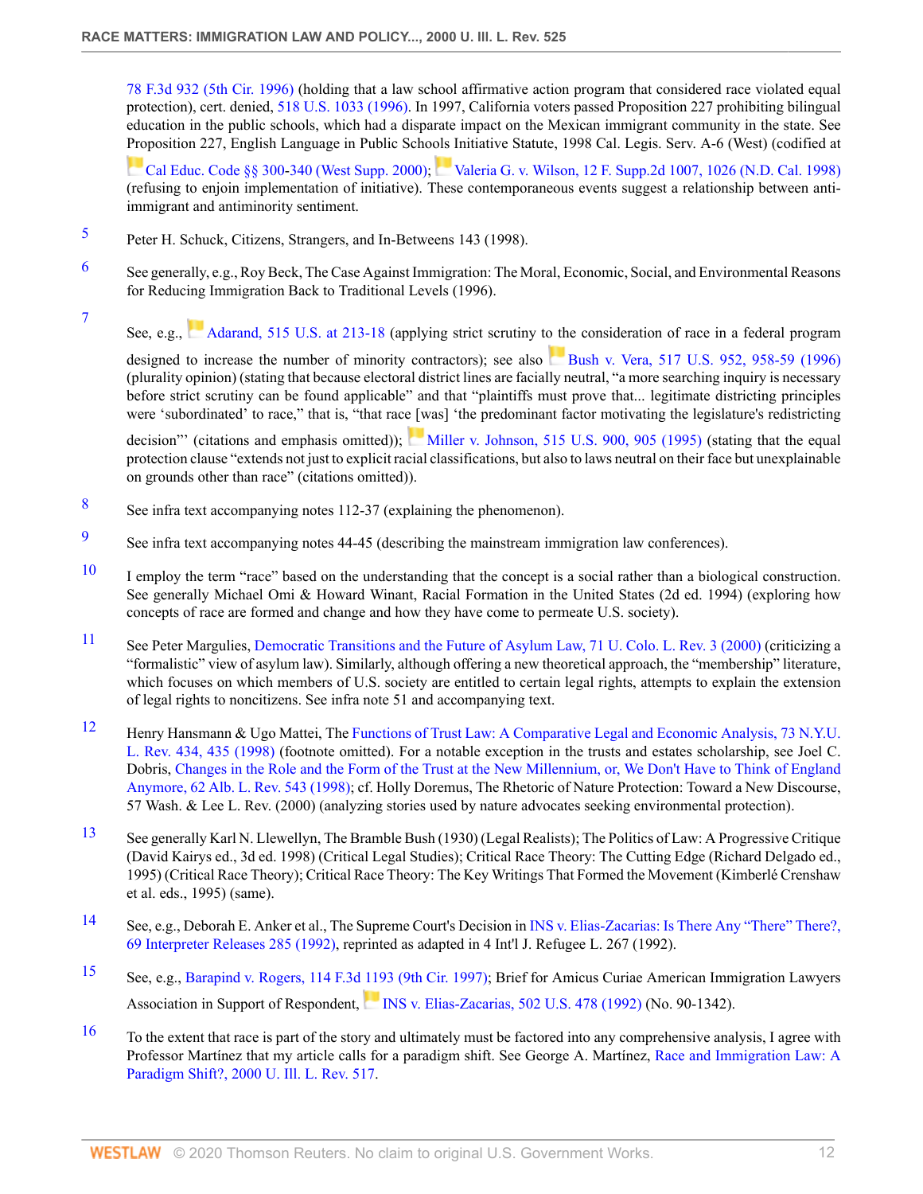78 F.3d 932 (5th Cir. 1996) (holding that a law school affirmative action program that considered race violated equal protection), cert. denied, 518 U.S. 1033 (1996). In 1997, California voters passed Proposition 227 prohibiting bilingual education in the public schools, which had a disparate impact on the Mexican immigrant community in the state. See Proposition 227, English Language in Public Schools Initiative Statute, 1998 Cal. Legis. Serv. A-6 (West) (codified at Cal Educ. Code §§ 300-340 (West Supp. 2000); Valeria G. v. Wilson, 12 F. Supp.2d 1007, 1026 (N.D. Cal. 1998) (refusing to enjoin implementation of initiative). These contemporaneous events suggest a relationship between anti-immigrant and antiminority sentiment.

5 Peter H. Schuck, Citizens, Strangers, and In-Betweens 143 (1998).

6 See generally, e.g., Roy Beck, The Case Against Immigration: The Moral, Economic, Social, and Environmental Reasons for Reducing Immigration Back to Traditional Levels (1996).

7 See, e.g., Adarand, 515 U.S. at 213-18 (applying strict scrutiny to the consideration of race in a federal program designed to increase the number of minority contractors); see also Bush v. Vera, 517 U.S. 952, 958-59 (1996) (plurality opinion) (stating that because electoral district lines are facially neutral, "a more searching inquiry is necessary before strict scrutiny can be found applicable" and that "plaintiffs must prove that... legitimate districting principles were 'subordinated' to race," that is, "that race [was] 'the predominant factor motivating the legislature's redistricting decision"' (citations and emphasis omitted)); Miller v. Johnson, 515 U.S. 900, 905 (1995) (stating that the equal protection clause "extends not just to explicit racial classifications, but also to laws neutral on their face but unexplainable on grounds other than race" (citations omitted)).

8 See infra text accompanying notes 112-37 (explaining the phenomenon).

9 See infra text accompanying notes 44-45 (describing the mainstream immigration law conferences).

10 I employ the term "race" based on the understanding that the concept is a social rather than a biological construction. See generally Michael Omi & Howard Winant, Racial Formation in the United States (2d ed. 1994) (exploring how concepts of race are formed and change and how they have come to permeate U.S. society).

11 See Peter Margulies, Democratic Transitions and the Future of Asylum Law, 71 U. Colo. L. Rev. 3 (2000) (criticizing a "formalistic" view of asylum law). Similarly, although offering a new theoretical approach, the "membership" literature, which focuses on which members of U.S. society are entitled to certain legal rights, attempts to explain the extension of legal rights to noncitizens. See infra note 51 and accompanying text.

12 Henry Hansmann & Ugo Mattei, The Functions of Trust Law: A Comparative Legal and Economic Analysis, 73 N.Y.U. L. Rev. 434, 435 (1998) (footnote omitted). For a notable exception in the trusts and estates scholarship, see Joel C. Dobris, Changes in the Role and the Form of the Trust at the New Millennium, or, We Don't Have to Think of England Anymore, 62 Alb. L. Rev. 543 (1998); cf. Holly Doremus, The Rhetoric of Nature Protection: Toward a New Discourse, 57 Wash. & Lee L. Rev. (2000) (analyzing stories used by nature advocates seeking environmental protection).

13 See generally Karl N. Llewellyn, The Bramble Bush (1930) (Legal Realists); The Politics of Law: A Progressive Critique (David Kairys ed., 3d ed. 1998) (Critical Legal Studies); Critical Race Theory: The Cutting Edge (Richard Delgado ed., 1995) (Critical Race Theory); Critical Race Theory: The Key Writings That Formed the Movement (Kimberlé Crenshaw et al. eds., 1995) (same).

14 See, e.g., Deborah E. Anker et al., The Supreme Court's Decision in INS v. Elias-Zacarias: Is There Any "There" There?, 69 Interpreter Releases 285 (1992), reprinted as adapted in 4 Int'l J. Refugee L. 267 (1992).

15 See, e.g., Barapind v. Rogers, 114 F.3d 1193 (9th Cir. 1997); Brief for Amicus Curiae American Immigration Lawyers Association in Support of Respondent, INS v. Elias-Zacarias, 502 U.S. 478 (1992) (No. 90-1342).

16 To the extent that race is part of the story and ultimately must be factored into any comprehensive analysis, I agree with Professor Martínez that my article calls for a paradigm shift. See George A. Martínez, Race and Immigration Law: A Paradigm Shift?, 2000 U. Ill. L. Rev. 517.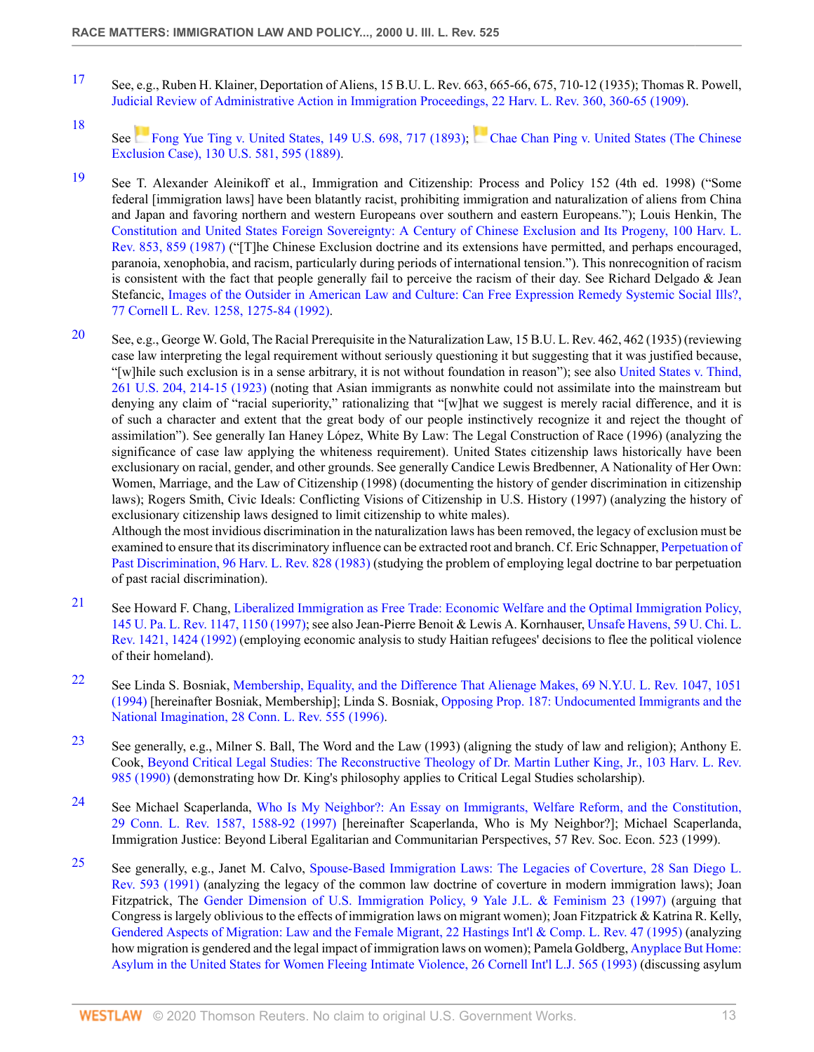17 See, e.g., Ruben H. Klainer, Deportation of Aliens, 15 B.U. L. Rev. 663, 665-66, 675, 710-12 (1935); Thomas R. Powell, Judicial Review of Administrative Action in Immigration Proceedings, 22 Harv. L. Rev. 360, 360-65 (1909).

18 See Fong Yue Ting v. United States, 149 U.S. 698, 717 (1893); Chae Chan Ping v. United States (The Chinese Exclusion Case), 130 U.S. 581, 595 (1889).

19 See T. Alexander Aleinikoff et al., Immigration and Citizenship: Process and Policy 152 (4th ed. 1998) ("Some federal [immigration laws] have been blatantly racist, prohibiting immigration and naturalization of aliens from China and Japan and favoring northern and western Europeans over southern and eastern Europeans."); Louis Henkin, The Constitution and United States Foreign Sovereignty: A Century of Chinese Exclusion and Its Progeny, 100 Harv. L. Rev. 853, 859 (1987) ("[T]he Chinese Exclusion doctrine and its extensions have permitted, and perhaps encouraged, paranoia, xenophobia, and racism, particularly during periods of international tension."). This nonrecognition of racism is consistent with the fact that people generally fail to perceive the racism of their day. See Richard Delgado & Jean Stefancic, Images of the Outsider in American Law and Culture: Can Free Expression Remedy Systemic Social Ills?, 77 Cornell L. Rev. 1258, 1275-84 (1992).

20 See, e.g., George W. Gold, The Racial Prerequisite in the Naturalization Law, 15 B.U. L. Rev. 462, 462 (1935) (reviewing case law interpreting the legal requirement without seriously questioning it but suggesting that it was justified because, "[w]hile such exclusion is in a sense arbitrary, it is not without foundation in reason"); see also United States v. Thind, 261 U.S. 204, 214-15 (1923) (noting that Asian immigrants as nonwhite could not assimilate into the mainstream but denying any claim of "racial superiority," rationalizing that "[w]hat we suggest is merely racial difference, and it is of such a character and extent that the great body of our people instinctively recognize it and reject the thought of assimilation"). See generally Ian Haney López, White By Law: The Legal Construction of Race (1996) (analyzing the significance of case law applying the whiteness requirement). United States citizenship laws historically have been exclusionary on racial, gender, and other grounds. See generally Candice Lewis Bredbenner, A Nationality of Her Own: Women, Marriage, and the Law of Citizenship (1998) (documenting the history of gender discrimination in citizenship laws); Rogers Smith, Civic Ideals: Conflicting Visions of Citizenship in U.S. History (1997) (analyzing the history of exclusionary citizenship laws designed to limit citizenship to white males).

Although the most invidious discrimination in the naturalization laws has been removed, the legacy of exclusion must be examined to ensure that its discriminatory influence can be extracted root and branch. Cf. Eric Schnapper, Perpetuation of Past Discrimination, 96 Harv. L. Rev. 828 (1983) (studying the problem of employing legal doctrine to bar perpetuation of past racial discrimination).

21 See Howard F. Chang, Liberalized Immigration as Free Trade: Economic Welfare and the Optimal Immigration Policy, 145 U. Pa. L. Rev. 1147, 1150 (1997); see also Jean-Pierre Benoit & Lewis A. Kornhauser, Unsafe Havens, 59 U. Chi. L. Rev. 1421, 1424 (1992) (employing economic analysis to study Haitian refugees' decisions to flee the political violence of their homeland).

22 See Linda S. Bosniak, Membership, Equality, and the Difference That Alienage Makes, 69 N.Y.U. L. Rev. 1047, 1051 (1994) [hereinafter Bosniak, Membership]; Linda S. Bosniak, Opposing Prop. 187: Undocumented Immigrants and the National Imagination, 28 Conn. L. Rev. 555 (1996).

23 See generally, e.g., Milner S. Ball, The Word and the Law (1993) (aligning the study of law and religion); Anthony E. Cook, Beyond Critical Legal Studies: The Reconstructive Theology of Dr. Martin Luther King, Jr., 103 Harv. L. Rev. 985 (1990) (demonstrating how Dr. King's philosophy applies to Critical Legal Studies scholarship).

24 See Michael Scaperlanda, Who Is My Neighbor?: An Essay on Immigrants, Welfare Reform, and the Constitution, 29 Conn. L. Rev. 1587, 1588-92 (1997) [hereinafter Scaperlanda, Who is My Neighbor?]; Michael Scaperlanda, Immigration Justice: Beyond Liberal Egalitarian and Communitarian Perspectives, 57 Rev. Soc. Econ. 523 (1999).

25 See generally, e.g., Janet M. Calvo, Spouse-Based Immigration Laws: The Legacies of Coverture, 28 San Diego L. Rev. 593 (1991) (analyzing the legacy of the common law doctrine of coverture in modern immigration laws); Joan Fitzpatrick, The Gender Dimension of U.S. Immigration Policy, 9 Yale J.L. & Feminism 23 (1997) (arguing that Congress is largely oblivious to the effects of immigration laws on migrant women); Joan Fitzpatrick & Katrina R. Kelly, Gendered Aspects of Migration: Law and the Female Migrant, 22 Hastings Int'l & Comp. L. Rev. 47 (1995) (analyzing how migration is gendered and the legal impact of immigration laws on women); Pamela Goldberg, Anyplace But Home: Asylum in the United States for Women Fleeing Intimate Violence, 26 Cornell Int'l L.J. 565 (1993) (discussing asylum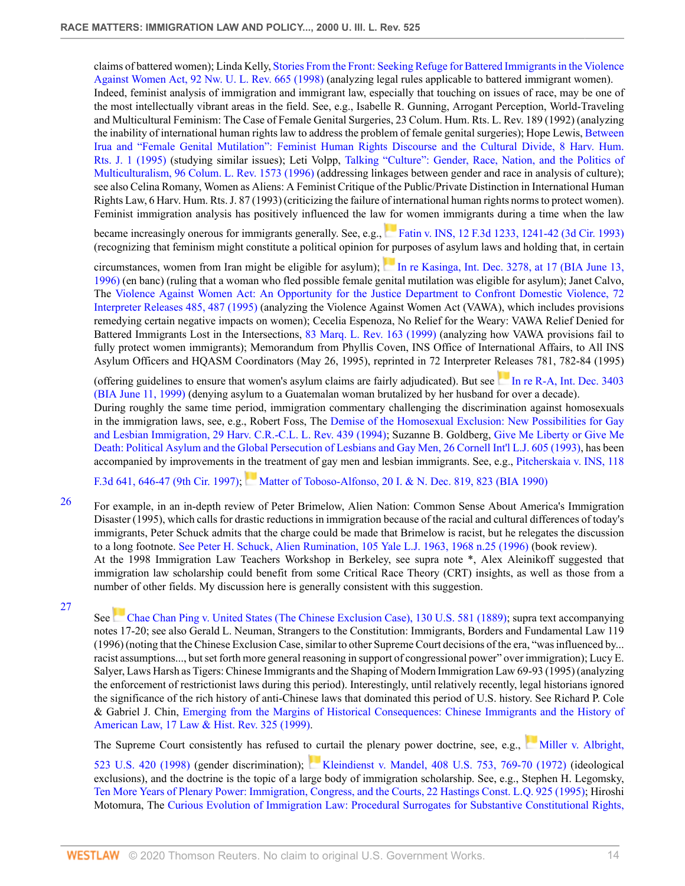claims of battered women); Linda Kelly, Stories From the Front: Seeking Refuge for Battered Immigrants in the Violence Against Women Act, 92 Nw. U. L. Rev. 665 (1998) (analyzing legal rules applicable to battered immigrant women). Indeed, feminist analysis of immigration and immigrant law, especially that touching on issues of race, may be one of the most intellectually vibrant areas in the field. See, e.g., Isabelle R. Gunning, Arrogant Perception, World-Traveling and Multicultural Feminism: The Case of Female Genital Surgeries, 23 Colum. Hum. Rts. L. Rev. 189 (1992) (analyzing the inability of international human rights law to address the problem of female genital surgeries); Hope Lewis, Between Irua and "Female Genital Mutilation": Feminist Human Rights Discourse and the Cultural Divide, 8 Harv. Hum. Rts. J. 1 (1995) (studying similar issues); Leti Volpp, Talking "Culture": Gender, Race, Nation, and the Politics of Multiculturalism, 96 Colum. L. Rev. 1573 (1996) (addressing linkages between gender and race in analysis of culture); see also Celina Romany, Women as Aliens: A Feminist Critique of the Public/Private Distinction in International Human Rights Law, 6 Harv. Hum. Rts. J. 87 (1993) (criticizing the failure of international human rights norms to protect women). Feminist immigration analysis has positively influenced the law for women immigrants during a time when the law became increasingly onerous for immigrants generally. See, e.g., Fatin v. INS, 12 F.3d 1233, 1241-42 (3d Cir. 1993) (recognizing that feminism might constitute a political opinion for purposes of asylum laws and holding that, in certain circumstances, women from Iran might be eligible for asylum); In re Kasinga, Int. Dec. 3278, at 17 (BIA June 13, 1996) (en banc) (ruling that a woman who fled possible female genital mutilation was eligible for asylum); Janet Calvo, The Violence Against Women Act: An Opportunity for the Justice Department to Confront Domestic Violence, 72 Interpreter Releases 485, 487 (1995) (analyzing the Violence Against Women Act (VAWA), which includes provisions remedying certain negative impacts on women); Cecelia Espenoza, No Relief for the Weary: VAWA Relief Denied for Battered Immigrants Lost in the Intersections, 83 Marq. L. Rev. 163 (1999) (analyzing how VAWA provisions fail to fully protect women immigrants); Memorandum from Phyllis Coven, INS Office of International Affairs, to All INS Asylum Officers and HQASM Coordinators (May 26, 1995), reprinted in 72 Interpreter Releases 781, 782-84 (1995) (offering guidelines to ensure that women's asylum claims are fairly adjudicated). But see In re R-A, Int. Dec. 3403 (BIA June 11, 1999) (denying asylum to a Guatemalan woman brutalized by her husband for over a decade). During roughly the same time period, immigration commentary challenging the discrimination against homosexuals in the immigration laws, see, e.g., Robert Foss, The Demise of the Homosexual Exclusion: New Possibilities for Gay and Lesbian Immigration, 29 Harv. C.R.-C.L. L. Rev. 439 (1994); Suzanne B. Goldberg, Give Me Liberty or Give Me Death: Political Asylum and the Global Persecution of Lesbians and Gay Men, 26 Cornell Int'l L.J. 605 (1993), has been accompanied by improvements in the treatment of gay men and lesbian immigrants. See, e.g., Pitcherskaia v. INS, 118 F.3d 641, 646-47 (9th Cir. 1997); Matter of Toboso-Alfonso, 20 I. & N. Dec. 819, 823 (BIA 1990)

26 For example, in an in-depth review of Peter Brimelow, Alien Nation: Common Sense About America's Immigration Disaster (1995), which calls for drastic reductions in immigration because of the racial and cultural differences of today's immigrants, Peter Schuck admits that the charge could be made that Brimelow is racist, but he relegates the discussion to a long footnote. See Peter H. Schuck, Alien Rumination, 105 Yale L.J. 1963, 1968 n.25 (1996) (book review). At the 1998 Immigration Law Teachers Workshop in Berkeley, see supra note *, Alex Aleinikoff suggested that immigration law scholarship could benefit from some Critical Race Theory (CRT) insights, as well as those from a number of other fields. My discussion here is generally consistent with this suggestion.

27 See Chae Chan Ping v. United States (The Chinese Exclusion Case), 130 U.S. 581 (1889); supra text accompanying notes 17-20; see also Gerald L. Neuman, Strangers to the Constitution: Immigrants, Borders and Fundamental Law 119 (1996) (noting that the Chinese Exclusion Case, similar to other Supreme Court decisions of the era, "was influenced by... racist assumptions..., but set forth more general reasoning in support of congressional power" over immigration); Lucy E. Salyer, Laws Harsh as Tigers: Chinese Immigrants and the Shaping of Modern Immigration Law 69-93 (1995) (analyzing the enforcement of restrictionist laws during this period). Interestingly, until relatively recently, legal historians ignored the significance of the rich history of anti-Chinese laws that dominated this period of U.S. history. See Richard P. Cole & Gabriel J. Chin, Emerging from the Margins of Historical Consequences: Chinese Immigrants and the History of American Law, 17 Law & Hist. Rev. 325 (1999).

The Supreme Court consistently has refused to curtail the plenary power doctrine, see, e.g., Miller v. Albright, 523 U.S. 420 (1998) (gender discrimination); Kleindienst v. Mandel, 408 U.S. 753, 769-70 (1972) (ideological exclusions), and the doctrine is the topic of a large body of immigration scholarship. See, e.g., Stephen H. Legomsky, Ten More Years of Plenary Power: Immigration, Congress, and the Courts, 22 Hastings Const. L.Q. 925 (1995); Hiroshi Motomura, The Curious Evolution of Immigration Law: Procedural Surrogates for Substantive Constitutional Rights,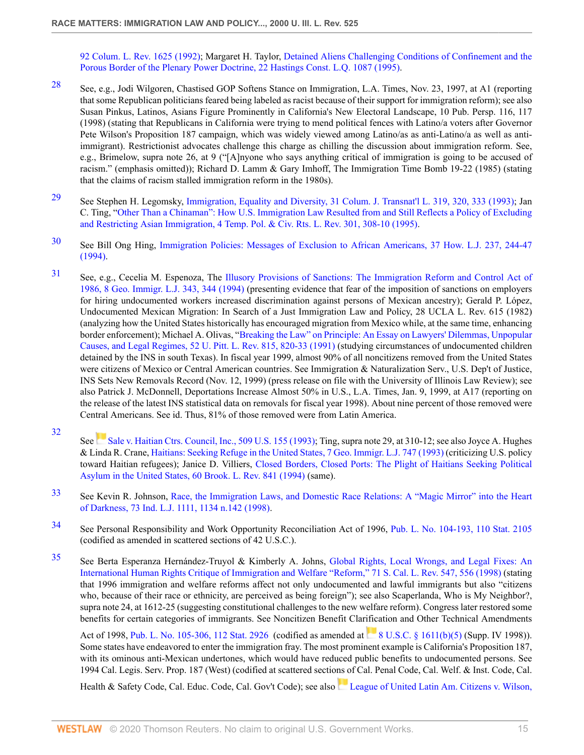92 Colum. L. Rev. 1625 (1992); Margaret H. Taylor, Detained Aliens Challenging Conditions of Confinement and the Porous Border of the Plenary Power Doctrine, 22 Hastings Const. L.Q. 1087 (1995).

28 See, e.g., Jodi Wilgoren, Chastised GOP Softens Stance on Immigration, L.A. Times, Nov. 23, 1997, at A1 (reporting that some Republican politicians feared being labeled as racist because of their support for immigration reform); see also Susan Pinkus, Latinos, Asians Figure Prominently in California's New Electoral Landscape, 10 Pub. Persp. 116, 117 (1998) (stating that Republicans in California were trying to mend political fences with Latino/a voters after Governor Pete Wilson's Proposition 187 campaign, which was widely viewed among Latino/as as anti-Latino/a as well as anti-immigrant). Restrictionist advocates challenge this charge as chilling the discussion about immigration reform. See, e.g., Brimelow, supra note 26, at 9 ("[A]nyone who says anything critical of immigration is going to be accused of racism." (emphasis omitted)); Richard D. Lamm & Gary Imhoff, The Immigration Time Bomb 19-22 (1985) (stating that the claims of racism stalled immigration reform in the 1980s).

29 See Stephen H. Legomsky, Immigration, Equality and Diversity, 31 Colum. J. Transnat'l L. 319, 320, 333 (1993); Jan C. Ting, "Other Than a Chinaman": How U.S. Immigration Law Resulted from and Still Reflects a Policy of Excluding and Restricting Asian Immigration, 4 Temp. Pol. & Civ. Rts. L. Rev. 301, 308-10 (1995).

30 See Bill Ong Hing, Immigration Policies: Messages of Exclusion to African Americans, 37 How. L.J. 237, 244-47 (1994).

31 See, e.g., Cecelia M. Espenoza, The Illusory Provisions of Sanctions: The Immigration Reform and Control Act of 1986, 8 Geo. Immigr. L.J. 343, 344 (1994) (presenting evidence that fear of the imposition of sanctions on employers for hiring undocumented workers increased discrimination against persons of Mexican ancestry); Gerald P. López, Undocumented Mexican Migration: In Search of a Just Immigration Law and Policy, 28 UCLA L. Rev. 615 (1982) (analyzing how the United States historically has encouraged migration from Mexico while, at the same time, enhancing border enforcement); Michael A. Olivas, "Breaking the Law" on Principle: An Essay on Lawyers' Dilemmas, Unpopular Causes, and Legal Regimes, 52 U. Pitt. L. Rev. 815, 820-33 (1991) (studying circumstances of undocumented children detained by the INS in south Texas). In fiscal year 1999, almost 90% of all noncitizens removed from the United States were citizens of Mexico or Central American countries. See Immigration & Naturalization Serv., U.S. Dep't of Justice, INS Sets New Removals Record (Nov. 12, 1999) (press release on file with the University of Illinois Law Review); see also Patrick J. McDonnell, Deportations Increase Almost 50% in U.S., L.A. Times, Jan. 9, 1999, at A17 (reporting on the release of the latest INS statistical data on removals for fiscal year 1998). About nine percent of those removed were Central Americans. See id. Thus, 81% of those removed were from Latin America.

32 See Sale v. Haitian Ctrs. Council, Inc., 509 U.S. 155 (1993); Ting, supra note 29, at 310-12; see also Joyce A. Hughes & Linda R. Crane, Haitians: Seeking Refuge in the United States, 7 Geo. Immigr. L.J. 747 (1993) (criticizing U.S. policy toward Haitian refugees); Janice D. Villiers, Closed Borders, Closed Ports: The Plight of Haitians Seeking Political Asylum in the United States, 60 Brook. L. Rev. 841 (1994) (same).

33 See Kevin R. Johnson, Race, the Immigration Laws, and Domestic Race Relations: A "Magic Mirror" into the Heart of Darkness, 73 Ind. L.J. 1111, 1134 n.142 (1998).

34 See Personal Responsibility and Work Opportunity Reconciliation Act of 1996, Pub. L. No. 104-193, 110 Stat. 2105 (codified as amended in scattered sections of 42 U.S.C.).

35 See Berta Esperanza Hernández-Truyol & Kimberly A. Johns, Global Rights, Local Wrongs, and Legal Fixes: An International Human Rights Critique of Immigration and Welfare "Reform," 71 S. Cal. L. Rev. 547, 556 (1998) (stating that 1996 immigration and welfare reforms affect not only undocumented and lawful immigrants but also "citizens who, because of their race or ethnicity, are perceived as being foreign"); see also Scaperlanda, Who is My Neighbor?, supra note 24, at 1612-25 (suggesting constitutional challenges to the new welfare reform). Congress later restored some benefits for certain categories of immigrants. See Noncitizen Benefit Clarification and Other Technical Amendments Act of 1998, Pub. L. No. 105-306, 112 Stat. 2926 (codified as amended at 8 U.S.C. § 1611(b)(5) (Supp. IV 1998)). Some states have endeavored to enter the immigration fray. The most prominent example is California's Proposition 187, with its ominous anti-Mexican undertones, which would have reduced public benefits to undocumented persons. See 1994 Cal. Legis. Serv. Prop. 187 (West) (codified at scattered sections of Cal. Penal Code, Cal. Welf. & Inst. Code, Cal. Health & Safety Code, Cal. Educ. Code, Cal. Gov't Code); see also League of United Latin Am. Citizens v. Wilson,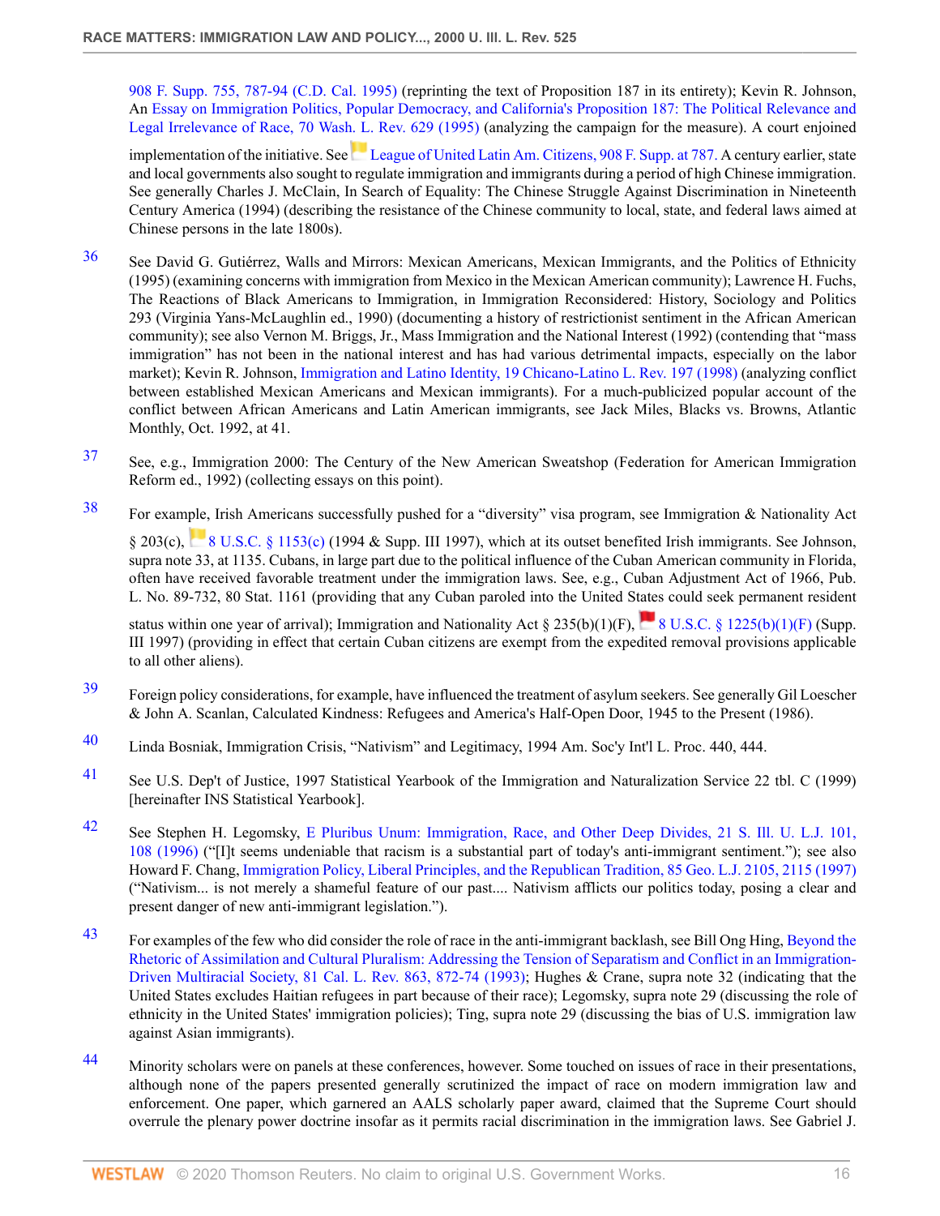908 F. Supp. 755, 787-94 (C.D. Cal. 1995) (reprinting the text of Proposition 187 in its entirety); Kevin R. Johnson, An Essay on Immigration Politics, Popular Democracy, and California's Proposition 187: The Political Relevance and Legal Irrelevance of Race, 70 Wash. L. Rev. 629 (1995) (analyzing the campaign for the measure). A court enjoined implementation of the initiative. See League of United Latin Am. Citizens, 908 F. Supp. at 787. A century earlier, state and local governments also sought to regulate immigration and immigrants during a period of high Chinese immigration. See generally Charles J. McClain, In Search of Equality: The Chinese Struggle Against Discrimination in Nineteenth Century America (1994) (describing the resistance of the Chinese community to local, state, and federal laws aimed at Chinese persons in the late 1800s).

36 See David G. Gutiérrez, Walls and Mirrors: Mexican Americans, Mexican Immigrants, and the Politics of Ethnicity (1995) (examining concerns with immigration from Mexico in the Mexican American community); Lawrence H. Fuchs, The Reactions of Black Americans to Immigration, in Immigration Reconsidered: History, Sociology and Politics 293 (Virginia Yans-McLaughlin ed., 1990) (documenting a history of restrictionist sentiment in the African American community); see also Vernon M. Briggs, Jr., Mass Immigration and the National Interest (1992) (contending that "mass immigration" has not been in the national interest and has had various detrimental impacts, especially on the labor market); Kevin R. Johnson, Immigration and Latino Identity, 19 Chicano-Latino L. Rev. 197 (1998) (analyzing conflict between established Mexican Americans and Mexican immigrants). For a much-publicized popular account of the conflict between African Americans and Latin American immigrants, see Jack Miles, Blacks vs. Browns, Atlantic Monthly, Oct. 1992, at 41.

37 See, e.g., Immigration 2000: The Century of the New American Sweatshop (Federation for American Immigration Reform ed., 1992) (collecting essays on this point).

38 For example, Irish Americans successfully pushed for a "diversity" visa program, see Immigration & Nationality Act § 203(c), 8 U.S.C. § 1153(c) (1994 & Supp. III 1997), which at its outset benefited Irish immigrants. See Johnson, supra note 33, at 1135. Cubans, in large part due to the political influence of the Cuban American community in Florida, often have received favorable treatment under the immigration laws. See, e.g., Cuban Adjustment Act of 1966, Pub. L. No. 89-732, 80 Stat. 1161 (providing that any Cuban paroled into the United States could seek permanent resident status within one year of arrival); Immigration and Nationality Act § 235(b)(1)(F), 8 U.S.C. § 1225(b)(1)(F) (Supp. III 1997) (providing in effect that certain Cuban citizens are exempt from the expedited removal provisions applicable to all other aliens).

39 Foreign policy considerations, for example, have influenced the treatment of asylum seekers. See generally Gil Loescher & John A. Scanlan, Calculated Kindness: Refugees and America's Half-Open Door, 1945 to the Present (1986).

40 Linda Bosniak, Immigration Crisis, "Nativism" and Legitimacy, 1994 Am. Soc'y Int'l L. Proc. 440, 444.

41 See U.S. Dep't of Justice, 1997 Statistical Yearbook of the Immigration and Naturalization Service 22 tbl. C (1999) [hereinafter INS Statistical Yearbook].

42 See Stephen H. Legomsky, E Pluribus Unum: Immigration, Race, and Other Deep Divides, 21 S. Ill. U. L.J. 101, 108 (1996) ("[I]t seems undeniable that racism is a substantial part of today's anti-immigrant sentiment."); see also Howard F. Chang, Immigration Policy, Liberal Principles, and the Republican Tradition, 85 Geo. L.J. 2105, 2115 (1997) ("Nativism... is not merely a shameful feature of our past.... Nativism afflicts our politics today, posing a clear and present danger of new anti-immigrant legislation.").

43 For examples of the few who did consider the role of race in the anti-immigrant backlash, see Bill Ong Hing, Beyond the Rhetoric of Assimilation and Cultural Pluralism: Addressing the Tension of Separatism and Conflict in an Immigration-Driven Multiracial Society, 81 Cal. L. Rev. 863, 872-74 (1993); Hughes & Crane, supra note 32 (indicating that the United States excludes Haitian refugees in part because of their race); Legomsky, supra note 29 (discussing the role of ethnicity in the United States' immigration policies); Ting, supra note 29 (discussing the bias of U.S. immigration law against Asian immigrants).

44 Minority scholars were on panels at these conferences, however. Some touched on issues of race in their presentations, although none of the papers presented generally scrutinized the impact of race on modern immigration law and enforcement. One paper, which garnered an AALS scholarly paper award, claimed that the Supreme Court should overrule the plenary power doctrine insofar as it permits racial discrimination in the immigration laws. See Gabriel J.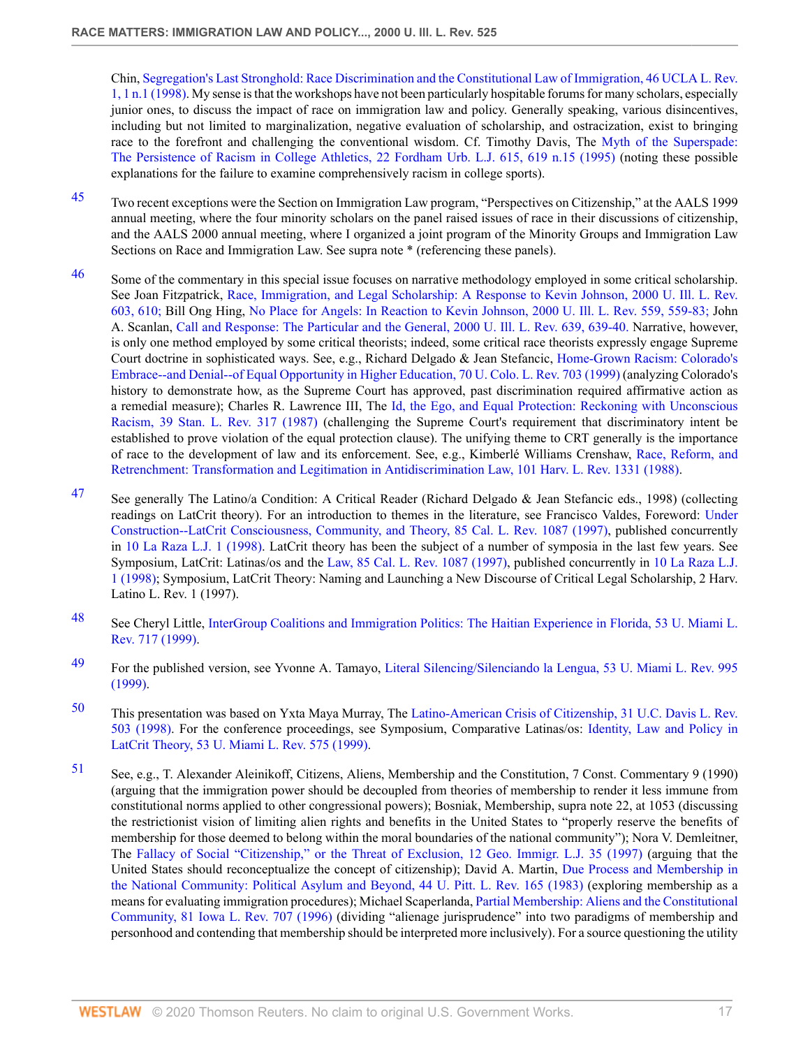Chin, Segregation's Last Stronghold: Race Discrimination and the Constitutional Law of Immigration, 46 UCLA L. Rev. 1, 1 n.1 (1998). My sense is that the workshops have not been particularly hospitable forums for many scholars, especially junior ones, to discuss the impact of race on immigration law and policy. Generally speaking, various disincentives, including but not limited to marginalization, negative evaluation of scholarship, and ostracization, exist to bringing race to the forefront and challenging the conventional wisdom. Cf. Timothy Davis, The Myth of the Superspade: The Persistence of Racism in College Athletics, 22 Fordham Urb. L.J. 615, 619 n.15 (1995) (noting these possible explanations for the failure to examine comprehensively racism in college sports).

45 Two recent exceptions were the Section on Immigration Law program, "Perspectives on Citizenship," at the AALS 1999 annual meeting, where the four minority scholars on the panel raised issues of race in their discussions of citizenship, and the AALS 2000 annual meeting, where I organized a joint program of the Minority Groups and Immigration Law Sections on Race and Immigration Law. See supra note * (referencing these panels).

46 Some of the commentary in this special issue focuses on narrative methodology employed in some critical scholarship. See Joan Fitzpatrick, Race, Immigration, and Legal Scholarship: A Response to Kevin Johnson, 2000 U. Ill. L. Rev. 603, 610; Bill Ong Hing, No Place for Angels: In Reaction to Kevin Johnson, 2000 U. Ill. L. Rev. 559, 559-83; John A. Scanlan, Call and Response: The Particular and the General, 2000 U. Ill. L. Rev. 639, 639-40. Narrative, however, is only one method employed by some critical theorists; indeed, some critical race theorists expressly engage Supreme Court doctrine in sophisticated ways. See, e.g., Richard Delgado & Jean Stefancic, Home-Grown Racism: Colorado's Embrace--and Denial--of Equal Opportunity in Higher Education, 70 U. Colo. L. Rev. 703 (1999) (analyzing Colorado's history to demonstrate how, as the Supreme Court has approved, past discrimination required affirmative action as a remedial measure); Charles R. Lawrence III, The Id, the Ego, and Equal Protection: Reckoning with Unconscious Racism, 39 Stan. L. Rev. 317 (1987) (challenging the Supreme Court's requirement that discriminatory intent be established to prove violation of the equal protection clause). The unifying theme to CRT generally is the importance of race to the development of law and its enforcement. See, e.g., Kimberlé Williams Crenshaw, Race, Reform, and Retrenchment: Transformation and Legitimation in Antidiscrimination Law, 101 Harv. L. Rev. 1331 (1988).

47 See generally The Latino/a Condition: A Critical Reader (Richard Delgado & Jean Stefancic eds., 1998) (collecting readings on LatCrit theory). For an introduction to themes in the literature, see Francisco Valdes, Foreword: Under Construction--LatCrit Consciousness, Community, and Theory, 85 Cal. L. Rev. 1087 (1997), published concurrently in 10 La Raza L.J. 1 (1998). LatCrit theory has been the subject of a number of symposia in the last few years. See Symposium, LatCrit: Latinas/os and the Law, 85 Cal. L. Rev. 1087 (1997), published concurrently in 10 La Raza L.J. 1 (1998); Symposium, LatCrit Theory: Naming and Launching a New Discourse of Critical Legal Scholarship, 2 Harv. Latino L. Rev. 1 (1997).

48 See Cheryl Little, InterGroup Coalitions and Immigration Politics: The Haitian Experience in Florida, 53 U. Miami L. Rev. 717 (1999).

49 For the published version, see Yvonne A. Tamayo, Literal Silencing/Silenciando la Lengua, 53 U. Miami L. Rev. 995 (1999).

50 This presentation was based on Yxta Maya Murray, The Latino-American Crisis of Citizenship, 31 U.C. Davis L. Rev. 503 (1998). For the conference proceedings, see Symposium, Comparative Latinas/os: Identity, Law and Policy in LatCrit Theory, 53 U. Miami L. Rev. 575 (1999).

51 See, e.g., T. Alexander Aleinikoff, Citizens, Aliens, Membership and the Constitution, 7 Const. Commentary 9 (1990) (arguing that the immigration power should be decoupled from theories of membership to render it less immune from constitutional norms applied to other congressional powers); Bosniak, Membership, supra note 22, at 1053 (discussing the restrictionist vision of limiting alien rights and benefits in the United States to "properly reserve the benefits of membership for those deemed to belong within the moral boundaries of the national community"); Nora V. Demleitner, The Fallacy of Social "Citizenship," or the Threat of Exclusion, 12 Geo. Immigr. L.J. 35 (1997) (arguing that the United States should reconceptualize the concept of citizenship); David A. Martin, Due Process and Membership in the National Community: Political Asylum and Beyond, 44 U. Pitt. L. Rev. 165 (1983) (exploring membership as a means for evaluating immigration procedures); Michael Scaperlanda, Partial Membership: Aliens and the Constitutional Community, 81 Iowa L. Rev. 707 (1996) (dividing "alienage jurisprudence" into two paradigms of membership and personhood and contending that membership should be interpreted more inclusively). For a source questioning the utility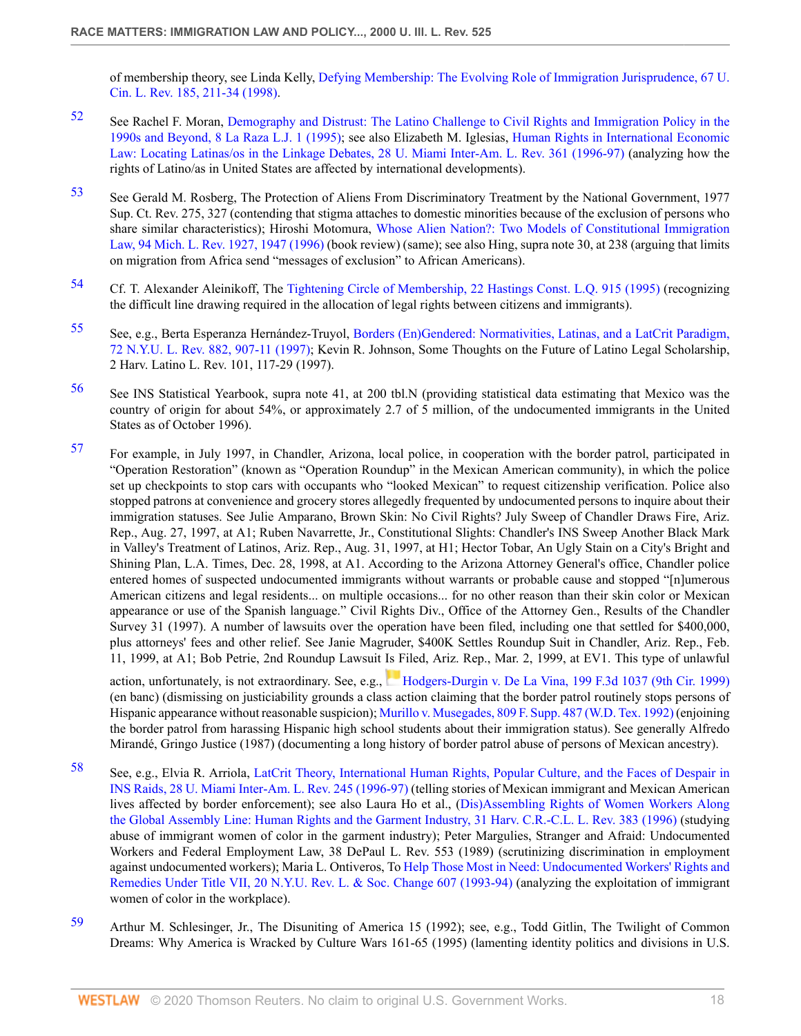of membership theory, see Linda Kelly, Defying Membership: The Evolving Role of Immigration Jurisprudence, 67 U. Cin. L. Rev. 185, 211-34 (1998).

52 See Rachel F. Moran, Demography and Distrust: The Latino Challenge to Civil Rights and Immigration Policy in the 1990s and Beyond, 8 La Raza L.J. 1 (1995); see also Elizabeth M. Iglesias, Human Rights in International Economic Law: Locating Latinas/os in the Linkage Debates, 28 U. Miami Inter-Am. L. Rev. 361 (1996-97) (analyzing how the rights of Latino/as in United States are affected by international developments).

53 See Gerald M. Rosberg, The Protection of Aliens From Discriminatory Treatment by the National Government, 1977 Sup. Ct. Rev. 275, 327 (contending that stigma attaches to domestic minorities because of the exclusion of persons who share similar characteristics); Hiroshi Motomura, Whose Alien Nation?: Two Models of Constitutional Immigration Law, 94 Mich. L. Rev. 1927, 1947 (1996) (book review) (same); see also Hing, supra note 30, at 238 (arguing that limits on migration from Africa send "messages of exclusion" to African Americans).

54 Cf. T. Alexander Aleinikoff, The Tightening Circle of Membership, 22 Hastings Const. L.Q. 915 (1995) (recognizing the difficult line drawing required in the allocation of legal rights between citizens and immigrants).

55 See, e.g., Berta Esperanza Hernández-Truyol, Borders (En)Gendered: Normativities, Latinas, and a LatCrit Paradigm, 72 N.Y.U. L. Rev. 882, 907-11 (1997); Kevin R. Johnson, Some Thoughts on the Future of Latino Legal Scholarship, 2 Harv. Latino L. Rev. 101, 117-29 (1997).

56 See INS Statistical Yearbook, supra note 41, at 200 tbl.N (providing statistical data estimating that Mexico was the country of origin for about 54%, or approximately 2.7 of 5 million, of the undocumented immigrants in the United States as of October 1996).

57 For example, in July 1997, in Chandler, Arizona, local police, in cooperation with the border patrol, participated in "Operation Restoration" (known as "Operation Roundup" in the Mexican American community), in which the police set up checkpoints to stop cars with occupants who "looked Mexican" to request citizenship verification. Police also stopped patrons at convenience and grocery stores allegedly frequented by undocumented persons to inquire about their immigration statuses. See Julie Amparano, Brown Skin: No Civil Rights? July Sweep of Chandler Draws Fire, Ariz. Rep., Aug. 27, 1997, at A1; Ruben Navarrette, Jr., Constitutional Slights: Chandler's INS Sweep Another Black Mark in Valley's Treatment of Latinos, Ariz. Rep., Aug. 31, 1997, at H1; Hector Tobar, An Ugly Stain on a City's Bright and Shining Plan, L.A. Times, Dec. 28, 1998, at A1. According to the Arizona Attorney General's office, Chandler police entered homes of suspected undocumented immigrants without warrants or probable cause and stopped "[n]umerous American citizens and legal residents... on multiple occasions... for no other reason than their skin color or Mexican appearance or use of the Spanish language." Civil Rights Div., Office of the Attorney Gen., Results of the Chandler Survey 31 (1997). A number of lawsuits over the operation have been filed, including one that settled for $400,000, plus attorneys' fees and other relief. See Janie Magruder, $400K Settles Roundup Suit in Chandler, Ariz. Rep., Feb. 11, 1999, at A1; Bob Petrie, 2nd Roundup Lawsuit Is Filed, Ariz. Rep., Mar. 2, 1999, at EV1. This type of unlawful action, unfortunately, is not extraordinary. See, e.g., Hodgers-Durgin v. De La Vina, 199 F.3d 1037 (9th Cir. 1999) (en banc) (dismissing on justiciability grounds a class action claiming that the border patrol routinely stops persons of Hispanic appearance without reasonable suspicion); Murillo v. Musegades, 809 F. Supp. 487 (W.D. Tex. 1992) (enjoining the border patrol from harassing Hispanic high school students about their immigration status). See generally Alfredo Mirandé, Gringo Justice (1987) (documenting a long history of border patrol abuse of persons of Mexican ancestry).

58 See, e.g., Elvia R. Arriola, LatCrit Theory, International Human Rights, Popular Culture, and the Faces of Despair in INS Raids, 28 U. Miami Inter-Am. L. Rev. 245 (1996-97) (telling stories of Mexican immigrant and Mexican American lives affected by border enforcement); see also Laura Ho et al., (Dis)Assembling Rights of Women Workers Along the Global Assembly Line: Human Rights and the Garment Industry, 31 Harv. C.R.-C.L. L. Rev. 383 (1996) (studying abuse of immigrant women of color in the garment industry); Peter Margulies, Stranger and Afraid: Undocumented Workers and Federal Employment Law, 38 DePaul L. Rev. 553 (1989) (scrutinizing discrimination in employment against undocumented workers); Maria L. Ontiveros, To Help Those Most in Need: Undocumented Workers' Rights and Remedies Under Title VII, 20 N.Y.U. Rev. L. & Soc. Change 607 (1993-94) (analyzing the exploitation of immigrant women of color in the workplace).

59 Arthur M. Schlesinger, Jr., The Disuniting of America 15 (1992); see, e.g., Todd Gitlin, The Twilight of Common Dreams: Why America is Wracked by Culture Wars 161-65 (1995) (lamenting identity politics and divisions in U.S.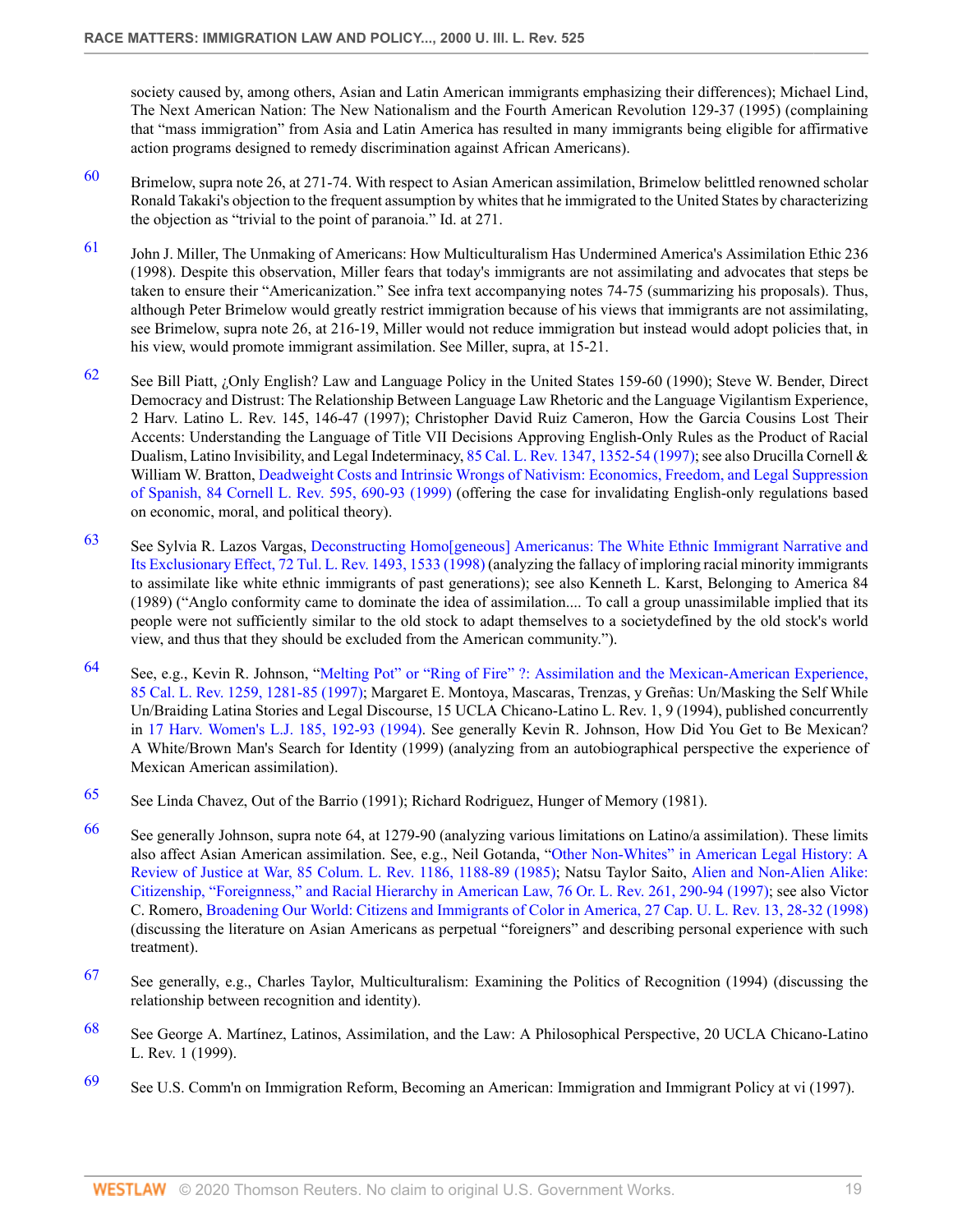society caused by, among others, Asian and Latin American immigrants emphasizing their differences); Michael Lind, The Next American Nation: The New Nationalism and the Fourth American Revolution 129-37 (1995) (complaining that "mass immigration" from Asia and Latin America has resulted in many immigrants being eligible for affirmative action programs designed to remedy discrimination against African Americans).

60 Brimelow, supra note 26, at 271-74. With respect to Asian American assimilation, Brimelow belittled renowned scholar Ronald Takaki's objection to the frequent assumption by whites that he immigrated to the United States by characterizing the objection as "trivial to the point of paranoia." Id. at 271.

61 John J. Miller, The Unmaking of Americans: How Multiculturalism Has Undermined America's Assimilation Ethic 236 (1998). Despite this observation, Miller fears that today's immigrants are not assimilating and advocates that steps be taken to ensure their "Americanization." See infra text accompanying notes 74-75 (summarizing his proposals). Thus, although Peter Brimelow would greatly restrict immigration because of his views that immigrants are not assimilating, see Brimelow, supra note 26, at 216-19, Miller would not reduce immigration but instead would adopt policies that, in his view, would promote immigrant assimilation. See Miller, supra, at 15-21.

62 See Bill Piatt, ¿Only English? Law and Language Policy in the United States 159-60 (1990); Steve W. Bender, Direct Democracy and Distrust: The Relationship Between Language Law Rhetoric and the Language Vigilantism Experience, 2 Harv. Latino L. Rev. 145, 146-47 (1997); Christopher David Ruiz Cameron, How the Garcia Cousins Lost Their Accents: Understanding the Language of Title VII Decisions Approving English-Only Rules as the Product of Racial Dualism, Latino Invisibility, and Legal Indeterminacy, 85 Cal. L. Rev. 1347, 1352-54 (1997); see also Drucilla Cornell & William W. Bratton, Deadweight Costs and Intrinsic Wrongs of Nativism: Economics, Freedom, and Legal Suppression of Spanish, 84 Cornell L. Rev. 595, 690-93 (1999) (offering the case for invalidating English-only regulations based on economic, moral, and political theory).

63 See Sylvia R. Lazos Vargas, Deconstructing Homo[geneous] Americanus: The White Ethnic Immigrant Narrative and Its Exclusionary Effect, 72 Tul. L. Rev. 1493, 1533 (1998) (analyzing the fallacy of imploring racial minority immigrants to assimilate like white ethnic immigrants of past generations); see also Kenneth L. Karst, Belonging to America 84 (1989) ("Anglo conformity came to dominate the idea of assimilation.... To call a group unassimilable implied that its people were not sufficiently similar to the old stock to adapt themselves to a societydefined by the old stock's world view, and thus that they should be excluded from the American community.").

64 See, e.g., Kevin R. Johnson, "Melting Pot" or "Ring of Fire" ?: Assimilation and the Mexican-American Experience, 85 Cal. L. Rev. 1259, 1281-85 (1997); Margaret E. Montoya, Mascaras, Trenzas, y Greñas: Un/Masking the Self While Un/Braiding Latina Stories and Legal Discourse, 15 UCLA Chicano-Latino L. Rev. 1, 9 (1994), published concurrently in 17 Harv. Women's L.J. 185, 192-93 (1994). See generally Kevin R. Johnson, How Did You Get to Be Mexican? A White/Brown Man's Search for Identity (1999) (analyzing from an autobiographical perspective the experience of Mexican American assimilation).

65 See Linda Chavez, Out of the Barrio (1991); Richard Rodriguez, Hunger of Memory (1981).

66 See generally Johnson, supra note 64, at 1279-90 (analyzing various limitations on Latino/a assimilation). These limits also affect Asian American assimilation. See, e.g., Neil Gotanda, "Other Non-Whites" in American Legal History: A Review of Justice at War, 85 Colum. L. Rev. 1186, 1188-89 (1985); Natsu Taylor Saito, Alien and Non-Alien Alike: Citizenship, "Foreignness," and Racial Hierarchy in American Law, 76 Or. L. Rev. 261, 290-94 (1997); see also Victor C. Romero, Broadening Our World: Citizens and Immigrants of Color in America, 27 Cap. U. L. Rev. 13, 28-32 (1998) (discussing the literature on Asian Americans as perpetual "foreigners" and describing personal experience with such treatment).

67 See generally, e.g., Charles Taylor, Multiculturalism: Examining the Politics of Recognition (1994) (discussing the relationship between recognition and identity).

68 See George A. Martínez, Latinos, Assimilation, and the Law: A Philosophical Perspective, 20 UCLA Chicano-Latino L. Rev. 1 (1999).

69 See U.S. Comm'n on Immigration Reform, Becoming an American: Immigration and Immigrant Policy at vi (1997).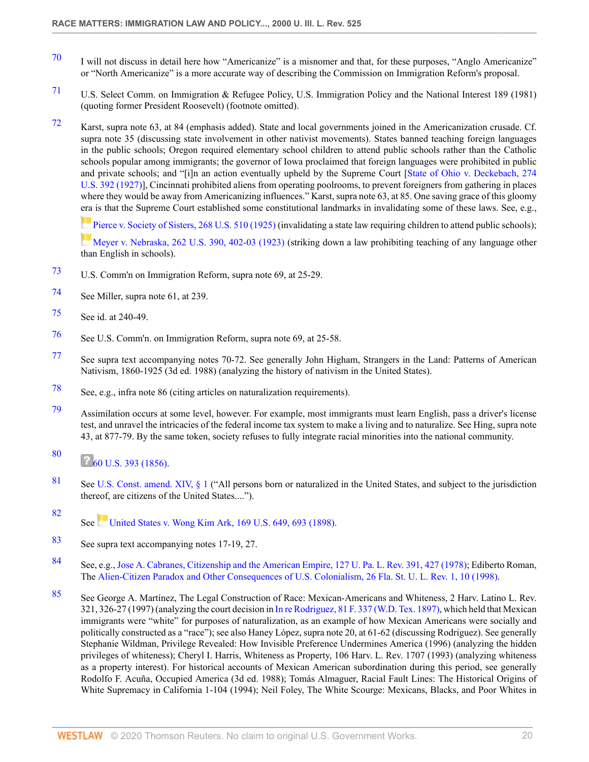70 I will not discuss in detail here how "Americanize" is a misnomer and that, for these purposes, "Anglo Americanize" or "North Americanize" is a more accurate way of describing the Commission on Immigration Reform's proposal.

71 U.S. Select Comm. on Immigration & Refugee Policy, U.S. Immigration Policy and the National Interest 189 (1981) (quoting former President Roosevelt) (footnote omitted).

72 Karst, supra note 63, at 84 (emphasis added). State and local governments joined in the Americanization crusade. Cf. supra note 35 (discussing state involvement in other nativist movements). States banned teaching foreign languages in the public schools; Oregon required elementary school children to attend public schools rather than the Catholic schools popular among immigrants; the governor of Iowa proclaimed that foreign languages were prohibited in public and private schools; and "[i]n an action eventually upheld by the Supreme Court [State of Ohio v. Deckebach, 274 U.S. 392 (1927)], Cincinnati prohibited aliens from operating poolrooms, to prevent foreigners from gathering in places where they would be away from Americanizing influences." Karst, supra note 63, at 85. One saving grace of this gloomy era is that the Supreme Court established some constitutional landmarks in invalidating some of these laws. See, e.g., Pierce v. Society of Sisters, 268 U.S. 510 (1925) (invalidating a state law requiring children to attend public schools); Meyer v. Nebraska, 262 U.S. 390, 402-03 (1923) (striking down a law prohibiting teaching of any language other than English in schools).

73 U.S. Comm'n on Immigration Reform, supra note 69, at 25-29.

74 See Miller, supra note 61, at 239.

75 See id. at 240-49.

76 See U.S. Comm'n. on Immigration Reform, supra note 69, at 25-58.

77 See supra text accompanying notes 70-72. See generally John Higham, Strangers in the Land: Patterns of American Nativism, 1860-1925 (3d ed. 1988) (analyzing the history of nativism in the United States).

78 See, e.g., infra note 86 (citing articles on naturalization requirements).

79 Assimilation occurs at some level, however. For example, most immigrants must learn English, pass a driver's license test, and unravel the intricacies of the federal income tax system to make a living and to naturalize. See Hing, supra note 43, at 877-79. By the same token, society refuses to fully integrate racial minorities into the national community.

80 60 U.S. 393 (1856).

81 See U.S. Const. amend. XIV, § 1 ("All persons born or naturalized in the United States, and subject to the jurisdiction thereof, are citizens of the United States....").

82 See United States v. Wong Kim Ark, 169 U.S. 649, 693 (1898).

83 See supra text accompanying notes 17-19, 27.

84 See, e.g., Jose A. Cabranes, Citizenship and the American Empire, 127 U. Pa. L. Rev. 391, 427 (1978); Ediberto Roman, The Alien-Citizen Paradox and Other Consequences of U.S. Colonialism, 26 Fla. St. U. L. Rev. 1, 10 (1998).

85 See George A. Martínez, The Legal Construction of Race: Mexican-Americans and Whiteness, 2 Harv. Latino L. Rev. 321, 326-27 (1997) (analyzing the court decision in In re Rodriguez, 81 F. 337 (W.D. Tex. 1897), which held that Mexican immigrants were "white" for purposes of naturalization, as an example of how Mexican Americans were socially and politically constructed as a "race"); see also Haney López, supra note 20, at 61-62 (discussing Rodriguez). See generally Stephanie Wildman, Privilege Revealed: How Invisible Preference Undermines America (1996) (analyzing the hidden privileges of whiteness); Cheryl I. Harris, Whiteness as Property, 106 Harv. L. Rev. 1707 (1993) (analyzing whiteness as a property interest). For historical accounts of Mexican American subordination during this period, see generally Rodolfo F. Acuña, Occupied America (3d ed. 1988); Tomás Almaguer, Racial Fault Lines: The Historical Origins of White Supremacy in California 1-104 (1994); Neil Foley, The White Scourge: Mexicans, Blacks, and Poor Whites in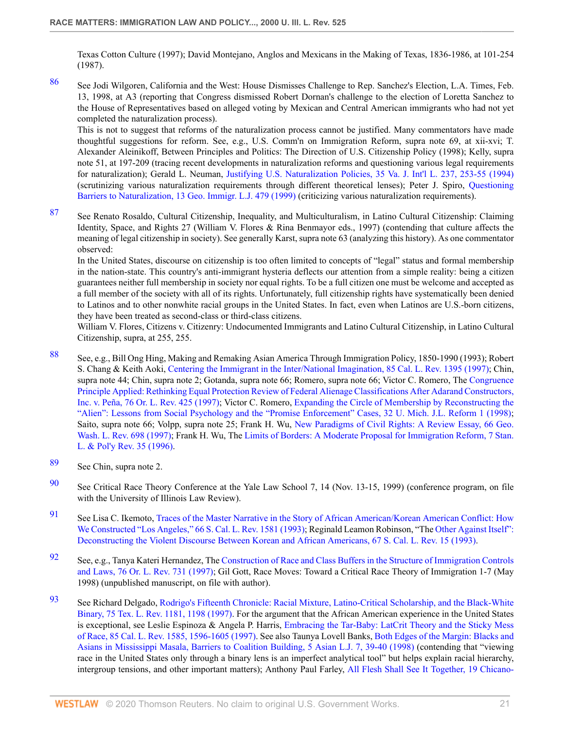Texas Cotton Culture (1997); David Montejano, Anglos and Mexicans in the Making of Texas, 1836-1986, at 101-254 (1987).

86 See Jodi Wilgoren, California and the West: House Dismisses Challenge to Rep. Sanchez's Election, L.A. Times, Feb. 13, 1998, at A3 (reporting that Congress dismissed Robert Dornan's challenge to the election of Loretta Sanchez to the House of Representatives based on alleged voting by Mexican and Central American immigrants who had not yet completed the naturalization process).

This is not to suggest that reforms of the naturalization process cannot be justified. Many commentators have made thoughtful suggestions for reform. See, e.g., U.S. Comm'n on Immigration Reform, supra note 69, at xii-xvi; T. Alexander Aleinikoff, Between Principles and Politics: The Direction of U.S. Citizenship Policy (1998); Kelly, supra note 51, at 197-209 (tracing recent developments in naturalization reforms and questioning various legal requirements for naturalization); Gerald L. Neuman, Justifying U.S. Naturalization Policies, 35 Va. J. Int'l L. 237, 253-55 (1994) (scrutinizing various naturalization requirements through different theoretical lenses); Peter J. Spiro, Questioning Barriers to Naturalization, 13 Geo. Immigr. L.J. 479 (1999) (criticizing various naturalization requirements).

87 See Renato Rosaldo, Cultural Citizenship, Inequality, and Multiculturalism, in Latino Cultural Citizenship: Claiming Identity, Space, and Rights 27 (William V. Flores & Rina Benmayor eds., 1997) (contending that culture affects the meaning of legal citizenship in society). See generally Karst, supra note 63 (analyzing this history). As one commentator observed:

In the United States, discourse on citizenship is too often limited to concepts of "legal" status and formal membership in the nation-state. This country's anti-immigrant hysteria deflects our attention from a simple reality: being a citizen guarantees neither full membership in society nor equal rights. To be a full citizen one must be welcome and accepted as a full member of the society with all of its rights. Unfortunately, full citizenship rights have systematically been denied to Latinos and to other nonwhite racial groups in the United States. In fact, even when Latinos are U.S.-born citizens, they have been treated as second-class or third-class citizens.

William V. Flores, Citizens v. Citizenry: Undocumented Immigrants and Latino Cultural Citizenship, in Latino Cultural Citizenship, supra, at 255, 255.

88 See, e.g., Bill Ong Hing, Making and Remaking Asian America Through Immigration Policy, 1850-1990 (1993); Robert S. Chang & Keith Aoki, Centering the Immigrant in the Inter/National Imagination, 85 Cal. L. Rev. 1395 (1997); Chin, supra note 44; Chin, supra note 2; Gotanda, supra note 66; Romero, supra note 66; Victor C. Romero, The Congruence Principle Applied: Rethinking Equal Protection Review of Federal Alienage Classifications After Adarand Constructors, Inc. v. Peña, 76 Or. L. Rev. 425 (1997); Victor C. Romero, Expanding the Circle of Membership by Reconstructing the "Alien": Lessons from Social Psychology and the "Promise Enforcement" Cases, 32 U. Mich. J.L. Reform 1 (1998); Saito, supra note 66; Volpp, supra note 25; Frank H. Wu, New Paradigms of Civil Rights: A Review Essay, 66 Geo. Wash. L. Rev. 698 (1997); Frank H. Wu, The Limits of Borders: A Moderate Proposal for Immigration Reform, 7 Stan. L. & Pol'y Rev. 35 (1996).

89 See Chin, supra note 2.

90 See Critical Race Theory Conference at the Yale Law School 7, 14 (Nov. 13-15, 1999) (conference program, on file with the University of Illinois Law Review).

91 See Lisa C. Ikemoto, Traces of the Master Narrative in the Story of African American/Korean American Conflict: How We Constructed "Los Angeles," 66 S. Cal. L. Rev. 1581 (1993); Reginald Leamon Robinson, "The Other Against Itself": Deconstructing the Violent Discourse Between Korean and African Americans, 67 S. Cal. L. Rev. 15 (1993).

92 See, e.g., Tanya Kateri Hernandez, The Construction of Race and Class Buffers in the Structure of Immigration Controls and Laws, 76 Or. L. Rev. 731 (1997); Gil Gott, Race Moves: Toward a Critical Race Theory of Immigration 1-7 (May 1998) (unpublished manuscript, on file with author).

93 See Richard Delgado, Rodrigo's Fifteenth Chronicle: Racial Mixture, Latino-Critical Scholarship, and the Black-White Binary, 75 Tex. L. Rev. 1181, 1198 (1997). For the argument that the African American experience in the United States is exceptional, see Leslie Espinoza & Angela P. Harris, Embracing the Tar-Baby: LatCrit Theory and the Sticky Mess of Race, 85 Cal. L. Rev. 1585, 1596-1605 (1997). See also Taunya Lovell Banks, Both Edges of the Margin: Blacks and Asians in Mississippi Masala, Barriers to Coalition Building, 5 Asian L.J. 7, 39-40 (1998) (contending that "viewing race in the United States only through a binary lens is an imperfect analytical tool" but helps explain racial hierarchy, intergroup tensions, and other important matters); Anthony Paul Farley, All Flesh Shall See It Together, 19 Chicano-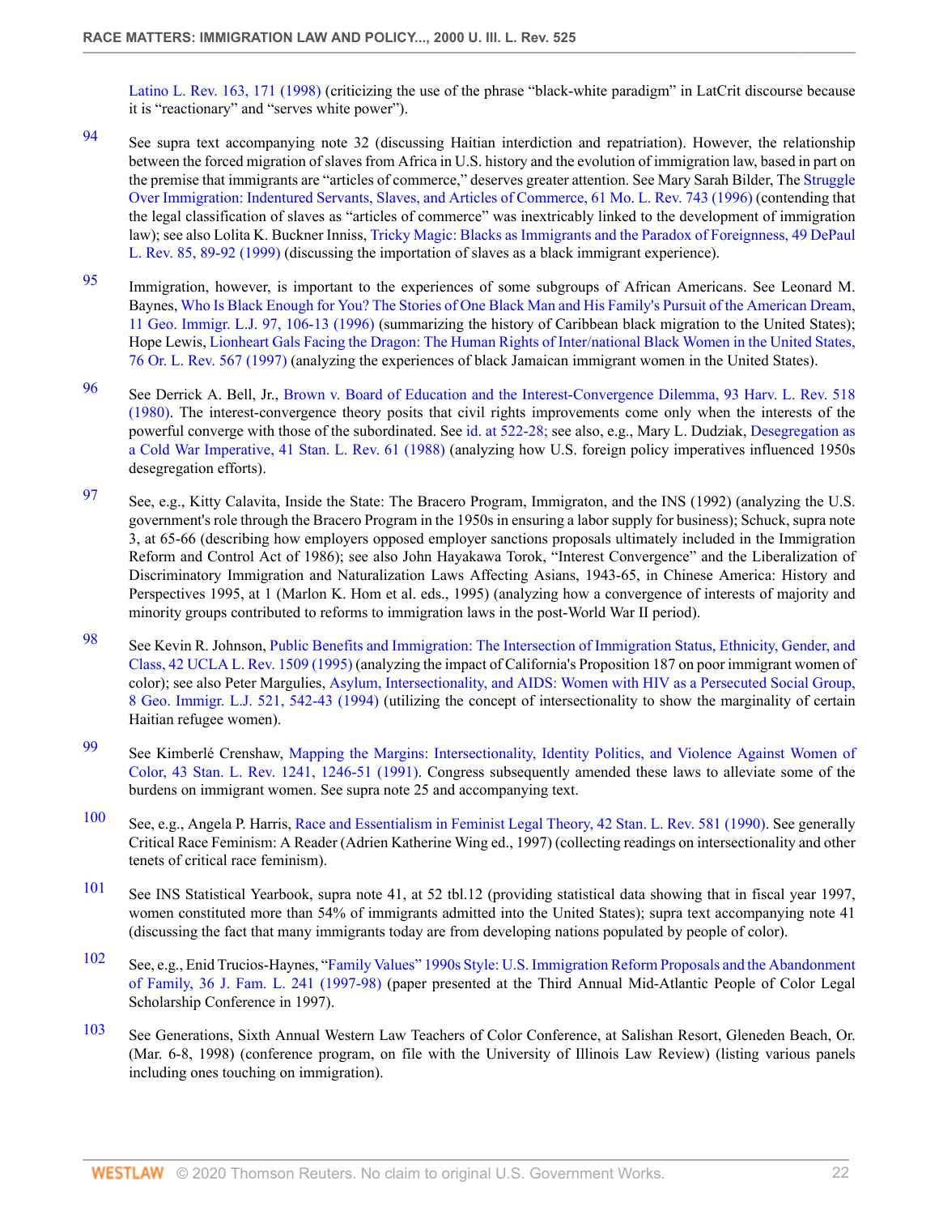Latino L. Rev. 163, 171 (1998) (criticizing the use of the phrase "black-white paradigm" in LatCrit discourse because it is "reactionary" and "serves white power").

94 See supra text accompanying note 32 (discussing Haitian interdiction and repatriation). However, the relationship between the forced migration of slaves from Africa in U.S. history and the evolution of immigration law, based in part on the premise that immigrants are "articles of commerce," deserves greater attention. See Mary Sarah Bilder, The Struggle Over Immigration: Indentured Servants, Slaves, and Articles of Commerce, 61 Mo. L. Rev. 743 (1996) (contending that the legal classification of slaves as "articles of commerce" was inextricably linked to the development of immigration law); see also Lolita K. Buckner Inniss, Tricky Magic: Blacks as Immigrants and the Paradox of Foreignness, 49 DePaul L. Rev. 85, 89-92 (1999) (discussing the importation of slaves as a black immigrant experience).

95 Immigration, however, is important to the experiences of some subgroups of African Americans. See Leonard M. Baynes, Who Is Black Enough for You? The Stories of One Black Man and His Family's Pursuit of the American Dream, 11 Geo. Immigr. L.J. 97, 106-13 (1996) (summarizing the history of Caribbean black migration to the United States); Hope Lewis, Lionheart Gals Facing the Dragon: The Human Rights of Inter/national Black Women in the United States, 76 Or. L. Rev. 567 (1997) (analyzing the experiences of black Jamaican immigrant women in the United States).

96 See Derrick A. Bell, Jr., Brown v. Board of Education and the Interest-Convergence Dilemma, 93 Harv. L. Rev. 518 (1980). The interest-convergence theory posits that civil rights improvements come only when the interests of the powerful converge with those of the subordinated. See id. at 522-28; see also, e.g., Mary L. Dudziak, Desegregation as a Cold War Imperative, 41 Stan. L. Rev. 61 (1988) (analyzing how U.S. foreign policy imperatives influenced 1950s desegregation efforts).

97 See, e.g., Kitty Calavita, Inside the State: The Bracero Program, Immigraton, and the INS (1992) (analyzing the U.S. government's role through the Bracero Program in the 1950s in ensuring a labor supply for business); Schuck, supra note 3, at 65-66 (describing how employers opposed employer sanctions proposals ultimately included in the Immigration Reform and Control Act of 1986); see also John Hayakawa Torok, "Interest Convergence" and the Liberalization of Discriminatory Immigration and Naturalization Laws Affecting Asians, 1943-65, in Chinese America: History and Perspectives 1995, at 1 (Marlon K. Hom et al. eds., 1995) (analyzing how a convergence of interests of majority and minority groups contributed to reforms to immigration laws in the post-World War II period).

98 See Kevin R. Johnson, Public Benefits and Immigration: The Intersection of Immigration Status, Ethnicity, Gender, and Class, 42 UCLA L. Rev. 1509 (1995) (analyzing the impact of California's Proposition 187 on poor immigrant women of color); see also Peter Margulies, Asylum, Intersectionality, and AIDS: Women with HIV as a Persecuted Social Group, 8 Geo. Immigr. L.J. 521, 542-43 (1994) (utilizing the concept of intersectionality to show the marginality of certain Haitian refugee women).

99 See Kimberlé Crenshaw, Mapping the Margins: Intersectionality, Identity Politics, and Violence Against Women of Color, 43 Stan. L. Rev. 1241, 1246-51 (1991). Congress subsequently amended these laws to alleviate some of the burdens on immigrant women. See supra note 25 and accompanying text.

100 See, e.g., Angela P. Harris, Race and Essentialism in Feminist Legal Theory, 42 Stan. L. Rev. 581 (1990). See generally Critical Race Feminism: A Reader (Adrien Katherine Wing ed., 1997) (collecting readings on intersectionality and other tenets of critical race feminism).

101 See INS Statistical Yearbook, supra note 41, at 52 tbl.12 (providing statistical data showing that in fiscal year 1997, women constituted more than 54% of immigrants admitted into the United States); supra text accompanying note 41 (discussing the fact that many immigrants today are from developing nations populated by people of color).

102 See, e.g., Enid Trucios-Haynes, "Family Values" 1990s Style: U.S. Immigration Reform Proposals and the Abandonment of Family, 36 J. Fam. L. 241 (1997-98) (paper presented at the Third Annual Mid-Atlantic People of Color Legal Scholarship Conference in 1997).

103 See Generations, Sixth Annual Western Law Teachers of Color Conference, at Salishan Resort, Gleneden Beach, Or. (Mar. 6-8, 1998) (conference program, on file with the University of Illinois Law Review) (listing various panels including ones touching on immigration).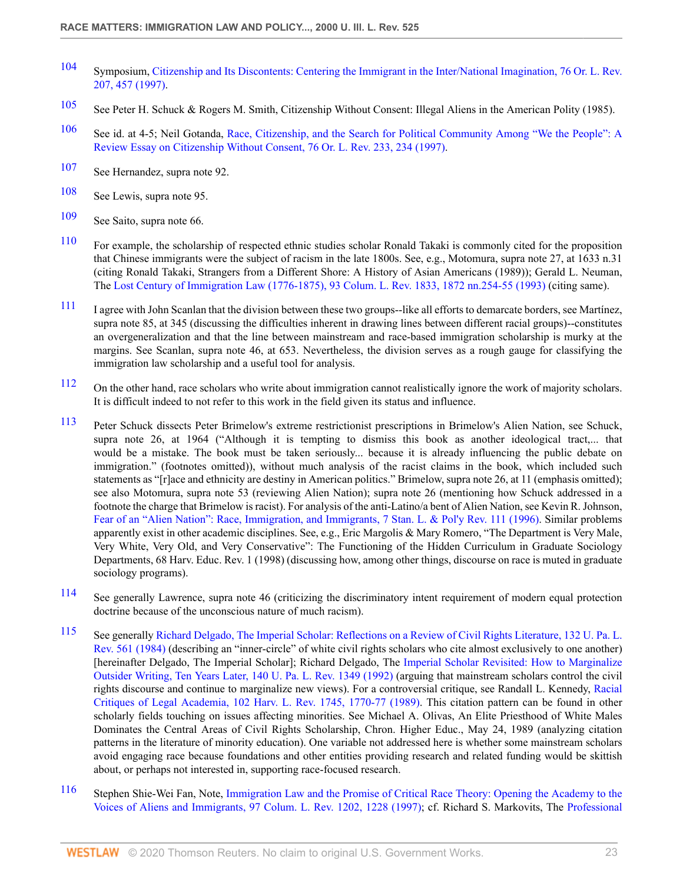104 Symposium, Citizenship and Its Discontents: Centering the Immigrant in the Inter/National Imagination, 76 Or. L. Rev. 207, 457 (1997).

105 See Peter H. Schuck & Rogers M. Smith, Citizenship Without Consent: Illegal Aliens in the American Polity (1985).

106 See id. at 4-5; Neil Gotanda, Race, Citizenship, and the Search for Political Community Among "We the People": A Review Essay on Citizenship Without Consent, 76 Or. L. Rev. 233, 234 (1997).

107 See Hernandez, supra note 92.

108 See Lewis, supra note 95.

109 See Saito, supra note 66.

110 For example, the scholarship of respected ethnic studies scholar Ronald Takaki is commonly cited for the proposition that Chinese immigrants were the subject of racism in the late 1800s. See, e.g., Motomura, supra note 27, at 1633 n.31 (citing Ronald Takaki, Strangers from a Different Shore: A History of Asian Americans (1989)); Gerald L. Neuman, The Lost Century of Immigration Law (1776-1875), 93 Colum. L. Rev. 1833, 1872 nn.254-55 (1993) (citing same).

111 I agree with John Scanlan that the division between these two groups--like all efforts to demarcate borders, see Martínez, supra note 85, at 345 (discussing the difficulties inherent in drawing lines between different racial groups)--constitutes an overgeneralization and that the line between mainstream and race-based immigration scholarship is murky at the margins. See Scanlan, supra note 46, at 653. Nevertheless, the division serves as a rough gauge for classifying the immigration law scholarship and a useful tool for analysis.

112 On the other hand, race scholars who write about immigration cannot realistically ignore the work of majority scholars. It is difficult indeed to not refer to this work in the field given its status and influence.

113 Peter Schuck dissects Peter Brimelow's extreme restrictionist prescriptions in Brimelow's Alien Nation, see Schuck, supra note 26, at 1964 ("Although it is tempting to dismiss this book as another ideological tract,... that would be a mistake. The book must be taken seriously... because it is already influencing the public debate on immigration." (footnotes omitted)), without much analysis of the racist claims in the book, which included such statements as "[r]ace and ethnicity are destiny in American politics." Brimelow, supra note 26, at 11 (emphasis omitted); see also Motomura, supra note 53 (reviewing Alien Nation); supra note 26 (mentioning how Schuck addressed in a footnote the charge that Brimelow is racist). For analysis of the anti-Latino/a bent of Alien Nation, see Kevin R. Johnson, Fear of an "Alien Nation": Race, Immigration, and Immigrants, 7 Stan. L. & Pol'y Rev. 111 (1996). Similar problems apparently exist in other academic disciplines. See, e.g., Eric Margolis & Mary Romero, "The Department is Very Male, Very White, Very Old, and Very Conservative": The Functioning of the Hidden Curriculum in Graduate Sociology Departments, 68 Harv. Educ. Rev. 1 (1998) (discussing how, among other things, discourse on race is muted in graduate sociology programs).

114 See generally Lawrence, supra note 46 (criticizing the discriminatory intent requirement of modern equal protection doctrine because of the unconscious nature of much racism).

115 See generally Richard Delgado, The Imperial Scholar: Reflections on a Review of Civil Rights Literature, 132 U. Pa. L. Rev. 561 (1984) (describing an "inner-circle" of white civil rights scholars who cite almost exclusively to one another) [hereinafter Delgado, The Imperial Scholar]; Richard Delgado, The Imperial Scholar Revisited: How to Marginalize Outsider Writing, Ten Years Later, 140 U. Pa. L. Rev. 1349 (1992) (arguing that mainstream scholars control the civil rights discourse and continue to marginalize new views). For a controversial critique, see Randall L. Kennedy, Racial Critiques of Legal Academia, 102 Harv. L. Rev. 1745, 1770-77 (1989). This citation pattern can be found in other scholarly fields touching on issues affecting minorities. See Michael A. Olivas, An Elite Priesthood of White Males Dominates the Central Areas of Civil Rights Scholarship, Chron. Higher Educ., May 24, 1989 (analyzing citation patterns in the literature of minority education). One variable not addressed here is whether some mainstream scholars avoid engaging race because foundations and other entities providing research and related funding would be skittish about, or perhaps not interested in, supporting race-focused research.

116 Stephen Shie-Wei Fan, Note, Immigration Law and the Promise of Critical Race Theory: Opening the Academy to the Voices of Aliens and Immigrants, 97 Colum. L. Rev. 1202, 1228 (1997); cf. Richard S. Markovits, The Professional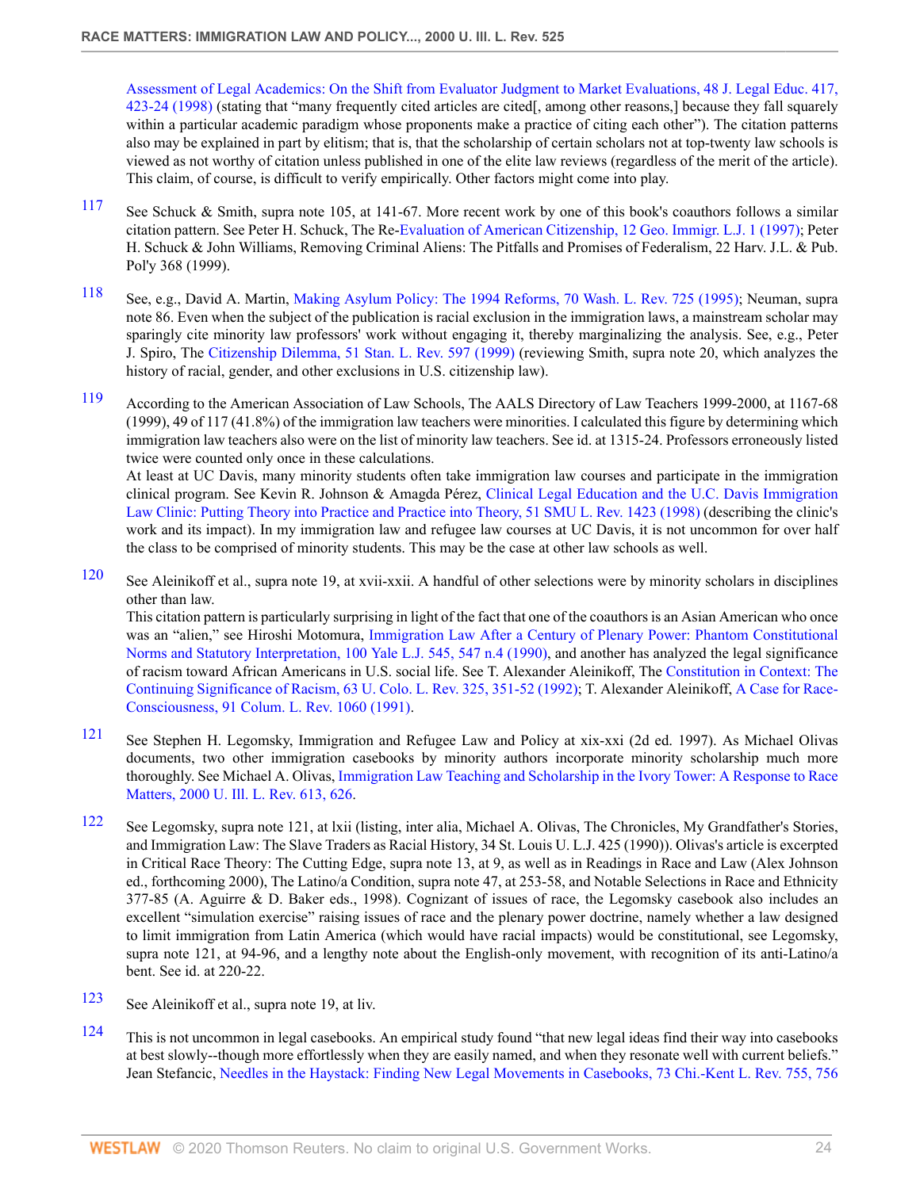Assessment of Legal Academics: On the Shift from Evaluator Judgment to Market Evaluations, 48 J. Legal Educ. 417, 423-24 (1998) (stating that "many frequently cited articles are cited[, among other reasons,] because they fall squarely within a particular academic paradigm whose proponents make a practice of citing each other"). The citation patterns also may be explained in part by elitism; that is, that the scholarship of certain scholars not at top-twenty law schools is viewed as not worthy of citation unless published in one of the elite law reviews (regardless of the merit of the article). This claim, of course, is difficult to verify empirically. Other factors might come into play.

117 See Schuck & Smith, supra note 105, at 141-67. More recent work by one of this book's coauthors follows a similar citation pattern. See Peter H. Schuck, The Re-Evaluation of American Citizenship, 12 Geo. Immigr. L.J. 1 (1997); Peter H. Schuck & John Williams, Removing Criminal Aliens: The Pitfalls and Promises of Federalism, 22 Harv. J.L. & Pub. Pol'y 368 (1999).

118 See, e.g., David A. Martin, Making Asylum Policy: The 1994 Reforms, 70 Wash. L. Rev. 725 (1995); Neuman, supra note 86. Even when the subject of the publication is racial exclusion in the immigration laws, a mainstream scholar may sparingly cite minority law professors' work without engaging it, thereby marginalizing the analysis. See, e.g., Peter J. Spiro, The Citizenship Dilemma, 51 Stan. L. Rev. 597 (1999) (reviewing Smith, supra note 20, which analyzes the history of racial, gender, and other exclusions in U.S. citizenship law).

119 According to the American Association of Law Schools, The AALS Directory of Law Teachers 1999-2000, at 1167-68 (1999), 49 of 117 (41.8%) of the immigration law teachers were minorities. I calculated this figure by determining which immigration law teachers also were on the list of minority law teachers. See id. at 1315-24. Professors erroneously listed twice were counted only once in these calculations.

At least at UC Davis, many minority students often take immigration law courses and participate in the immigration clinical program. See Kevin R. Johnson & Amagda Pérez, Clinical Legal Education and the U.C. Davis Immigration Law Clinic: Putting Theory into Practice and Practice into Theory, 51 SMU L. Rev. 1423 (1998) (describing the clinic's work and its impact). In my immigration law and refugee law courses at UC Davis, it is not uncommon for over half the class to be comprised of minority students. This may be the case at other law schools as well.

120 See Aleinikoff et al., supra note 19, at xvii-xxii. A handful of other selections were by minority scholars in disciplines other than law.

This citation pattern is particularly surprising in light of the fact that one of the coauthors is an Asian American who once was an "alien," see Hiroshi Motomura, Immigration Law After a Century of Plenary Power: Phantom Constitutional Norms and Statutory Interpretation, 100 Yale L.J. 545, 547 n.4 (1990), and another has analyzed the legal significance of racism toward African Americans in U.S. social life. See T. Alexander Aleinikoff, The Constitution in Context: The Continuing Significance of Racism, 63 U. Colo. L. Rev. 325, 351-52 (1992); T. Alexander Aleinikoff, A Case for Race-Consciousness, 91 Colum. L. Rev. 1060 (1991).

121 See Stephen H. Legomsky, Immigration and Refugee Law and Policy at xix-xxi (2d ed. 1997). As Michael Olivas documents, two other immigration casebooks by minority authors incorporate minority scholarship much more thoroughly. See Michael A. Olivas, Immigration Law Teaching and Scholarship in the Ivory Tower: A Response to Race Matters, 2000 U. Ill. L. Rev. 613, 626.

122 See Legomsky, supra note 121, at lxii (listing, inter alia, Michael A. Olivas, The Chronicles, My Grandfather's Stories, and Immigration Law: The Slave Traders as Racial History, 34 St. Louis U. L.J. 425 (1990)). Olivas's article is excerpted in Critical Race Theory: The Cutting Edge, supra note 13, at 9, as well as in Readings in Race and Law (Alex Johnson ed., forthcoming 2000), The Latino/a Condition, supra note 47, at 253-58, and Notable Selections in Race and Ethnicity 377-85 (A. Aguirre & D. Baker eds., 1998). Cognizant of issues of race, the Legomsky casebook also includes an excellent "simulation exercise" raising issues of race and the plenary power doctrine, namely whether a law designed to limit immigration from Latin America (which would have racial impacts) would be constitutional, see Legomsky, supra note 121, at 94-96, and a lengthy note about the English-only movement, with recognition of its anti-Latino/a bent. See id. at 220-22.

123 See Aleinikoff et al., supra note 19, at liv.

124 This is not uncommon in legal casebooks. An empirical study found "that new legal ideas find their way into casebooks at best slowly--though more effortlessly when they are easily named, and when they resonate well with current beliefs." Jean Stefancic, Needles in the Haystack: Finding New Legal Movements in Casebooks, 73 Chi.-Kent L. Rev. 755, 756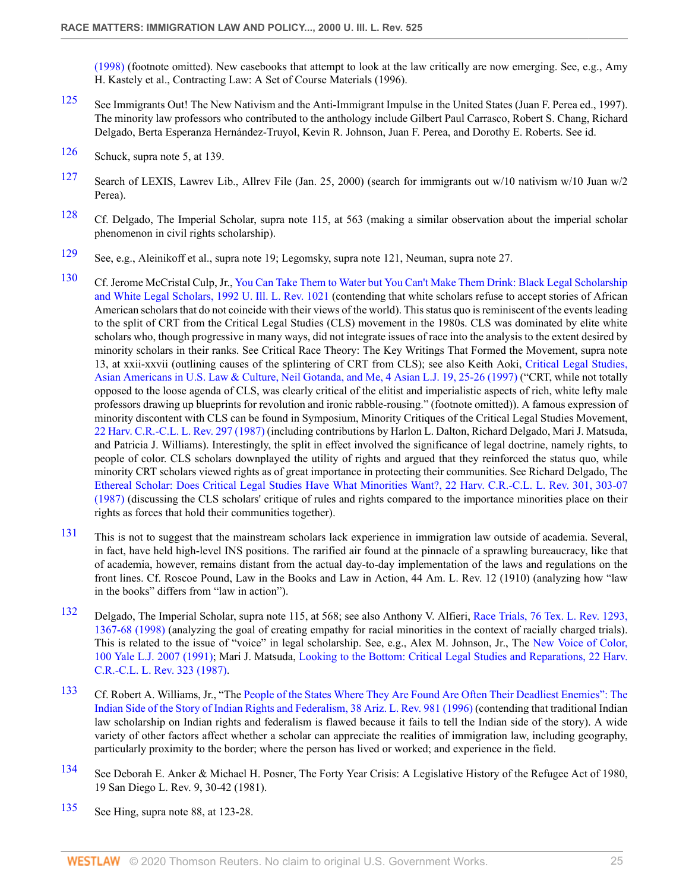(1998) (footnote omitted). New casebooks that attempt to look at the law critically are now emerging. See, e.g., Amy H. Kastely et al., Contracting Law: A Set of Course Materials (1996).

125 See Immigrants Out! The New Nativism and the Anti-Immigrant Impulse in the United States (Juan F. Perea ed., 1997). The minority law professors who contributed to the anthology include Gilbert Paul Carrasco, Robert S. Chang, Richard Delgado, Berta Esperanza Hernández-Truyol, Kevin R. Johnson, Juan F. Perea, and Dorothy E. Roberts. See id.

126 Schuck, supra note 5, at 139.

127 Search of LEXIS, Lawrev Lib., Allrev File (Jan. 25, 2000) (search for immigrants out w/10 nativism w/10 Juan w/2 Perea).

128 Cf. Delgado, The Imperial Scholar, supra note 115, at 563 (making a similar observation about the imperial scholar phenomenon in civil rights scholarship).

129 See, e.g., Aleinikoff et al., supra note 19; Legomsky, supra note 121, Neuman, supra note 27.

130 Cf. Jerome McCristal Culp, Jr., You Can Take Them to Water but You Can't Make Them Drink: Black Legal Scholarship and White Legal Scholars, 1992 U. Ill. L. Rev. 1021 (contending that white scholars refuse to accept stories of African American scholars that do not coincide with their views of the world). This status quo is reminiscent of the events leading to the split of CRT from the Critical Legal Studies (CLS) movement in the 1980s. CLS was dominated by elite white scholars who, though progressive in many ways, did not integrate issues of race into the analysis to the extent desired by minority scholars in their ranks. See Critical Race Theory: The Key Writings That Formed the Movement, supra note 13, at xxii-xxvii (outlining causes of the splintering of CRT from CLS); see also Keith Aoki, Critical Legal Studies, Asian Americans in U.S. Law & Culture, Neil Gotanda, and Me, 4 Asian L.J. 19, 25-26 (1997) ("CRT, while not totally opposed to the loose agenda of CLS, was clearly critical of the elitist and imperialistic aspects of rich, white lefty male professors drawing up blueprints for revolution and ironic rabble-rousing." (footnote omitted)). A famous expression of minority discontent with CLS can be found in Symposium, Minority Critiques of the Critical Legal Studies Movement, 22 Harv. C.R.-C.L. L. Rev. 297 (1987) (including contributions by Harlon L. Dalton, Richard Delgado, Mari J. Matsuda, and Patricia J. Williams). Interestingly, the split in effect involved the significance of legal doctrine, namely rights, to people of color. CLS scholars downplayed the utility of rights and argued that they reinforced the status quo, while minority CRT scholars viewed rights as of great importance in protecting their communities. See Richard Delgado, The Ethereal Scholar: Does Critical Legal Studies Have What Minorities Want?, 22 Harv. C.R.-C.L. L. Rev. 301, 303-07 (1987) (discussing the CLS scholars' critique of rules and rights compared to the importance minorities place on their rights as forces that hold their communities together).

131 This is not to suggest that the mainstream scholars lack experience in immigration law outside of academia. Several, in fact, have held high-level INS positions. The rarified air found at the pinnacle of a sprawling bureaucracy, like that of academia, however, remains distant from the actual day-to-day implementation of the laws and regulations on the front lines. Cf. Roscoe Pound, Law in the Books and Law in Action, 44 Am. L. Rev. 12 (1910) (analyzing how "law in the books" differs from "law in action").

132 Delgado, The Imperial Scholar, supra note 115, at 568; see also Anthony V. Alfieri, Race Trials, 76 Tex. L. Rev. 1293, 1367-68 (1998) (analyzing the goal of creating empathy for racial minorities in the context of racially charged trials). This is related to the issue of "voice" in legal scholarship. See, e.g., Alex M. Johnson, Jr., The New Voice of Color, 100 Yale L.J. 2007 (1991); Mari J. Matsuda, Looking to the Bottom: Critical Legal Studies and Reparations, 22 Harv. C.R.-C.L. L. Rev. 323 (1987).

133 Cf. Robert A. Williams, Jr., "The People of the States Where They Are Found Are Often Their Deadliest Enemies": The Indian Side of the Story of Indian Rights and Federalism, 38 Ariz. L. Rev. 981 (1996) (contending that traditional Indian law scholarship on Indian rights and federalism is flawed because it fails to tell the Indian side of the story). A wide variety of other factors affect whether a scholar can appreciate the realities of immigration law, including geography, particularly proximity to the border; where the person has lived or worked; and experience in the field.

134 See Deborah E. Anker & Michael H. Posner, The Forty Year Crisis: A Legislative History of the Refugee Act of 1980, 19 San Diego L. Rev. 9, 30-42 (1981).

135 See Hing, supra note 88, at 123-28.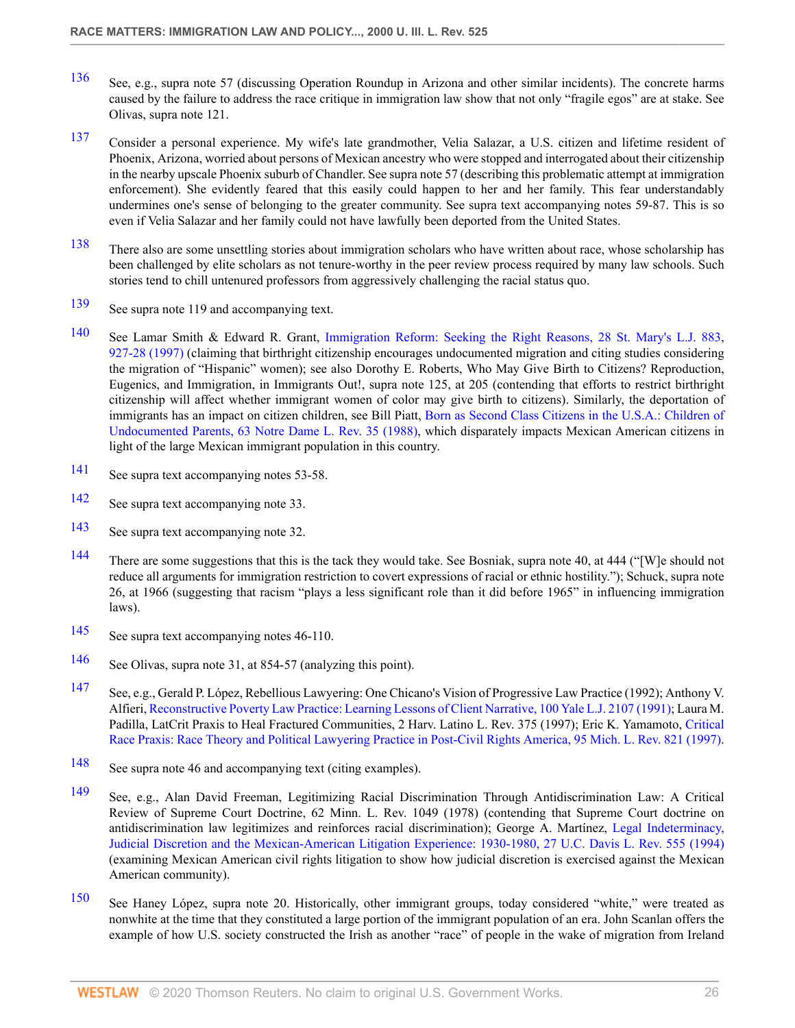136 See, e.g., supra note 57 (discussing Operation Roundup in Arizona and other similar incidents). The concrete harms caused by the failure to address the race critique in immigration law show that not only "fragile egos" are at stake. See Olivas, supra note 121.

137 Consider a personal experience. My wife's late grandmother, Velia Salazar, a U.S. citizen and lifetime resident of Phoenix, Arizona, worried about persons of Mexican ancestry who were stopped and interrogated about their citizenship in the nearby upscale Phoenix suburb of Chandler. See supra note 57 (describing this problematic attempt at immigration enforcement). She evidently feared that this easily could happen to her and her family. This fear understandably undermines one's sense of belonging to the greater community. See supra text accompanying notes 59-87. This is so even if Velia Salazar and her family could not have lawfully been deported from the United States.

138 There also are some unsettling stories about immigration scholars who have written about race, whose scholarship has been challenged by elite scholars as not tenure-worthy in the peer review process required by many law schools. Such stories tend to chill untenured professors from aggressively challenging the racial status quo.

139 See supra note 119 and accompanying text.

140 See Lamar Smith & Edward R. Grant, Immigration Reform: Seeking the Right Reasons, 28 St. Mary's L.J. 883, 927-28 (1997) (claiming that birthright citizenship encourages undocumented migration and citing studies considering the migration of "Hispanic" women); see also Dorothy E. Roberts, Who May Give Birth to Citizens? Reproduction, Eugenics, and Immigration, in Immigrants Out!, supra note 125, at 205 (contending that efforts to restrict birthright citizenship will affect whether immigrant women of color may give birth to citizens). Similarly, the deportation of immigrants has an impact on citizen children, see Bill Piatt, Born as Second Class Citizens in the U.S.A.: Children of Undocumented Parents, 63 Notre Dame L. Rev. 35 (1988), which disparately impacts Mexican American citizens in light of the large Mexican immigrant population in this country.

141 See supra text accompanying notes 53-58.

142 See supra text accompanying note 33.

143 See supra text accompanying note 32.

144 There are some suggestions that this is the tack they would take. See Bosniak, supra note 40, at 444 ("[W]e should not reduce all arguments for immigration restriction to covert expressions of racial or ethnic hostility."); Schuck, supra note 26, at 1966 (suggesting that racism "plays a less significant role than it did before 1965" in influencing immigration laws).

145 See supra text accompanying notes 46-110.

146 See Olivas, supra note 31, at 854-57 (analyzing this point).

147 See, e.g., Gerald P. López, Rebellious Lawyering: One Chicano's Vision of Progressive Law Practice (1992); Anthony V. Alfieri, Reconstructive Poverty Law Practice: Learning Lessons of Client Narrative, 100 Yale L.J. 2107 (1991); Laura M. Padilla, LatCrit Praxis to Heal Fractured Communities, 2 Harv. Latino L. Rev. 375 (1997); Eric K. Yamamoto, Critical Race Praxis: Race Theory and Political Lawyering Practice in Post-Civil Rights America, 95 Mich. L. Rev. 821 (1997).

148 See supra note 46 and accompanying text (citing examples).

149 See, e.g., Alan David Freeman, Legitimizing Racial Discrimination Through Antidiscrimination Law: A Critical Review of Supreme Court Doctrine, 62 Minn. L. Rev. 1049 (1978) (contending that Supreme Court doctrine on antidiscrimination law legitimizes and reinforces racial discrimination); George A. Martínez, Legal Indeterminacy, Judicial Discretion and the Mexican-American Litigation Experience: 1930-1980, 27 U.C. Davis L. Rev. 555 (1994) (examining Mexican American civil rights litigation to show how judicial discretion is exercised against the Mexican American community).

150 See Haney López, supra note 20. Historically, other immigrant groups, today considered "white," were treated as nonwhite at the time that they constituted a large portion of the immigrant population of an era. John Scanlan offers the example of how U.S. society constructed the Irish as another "race" of people in the wake of migration from Ireland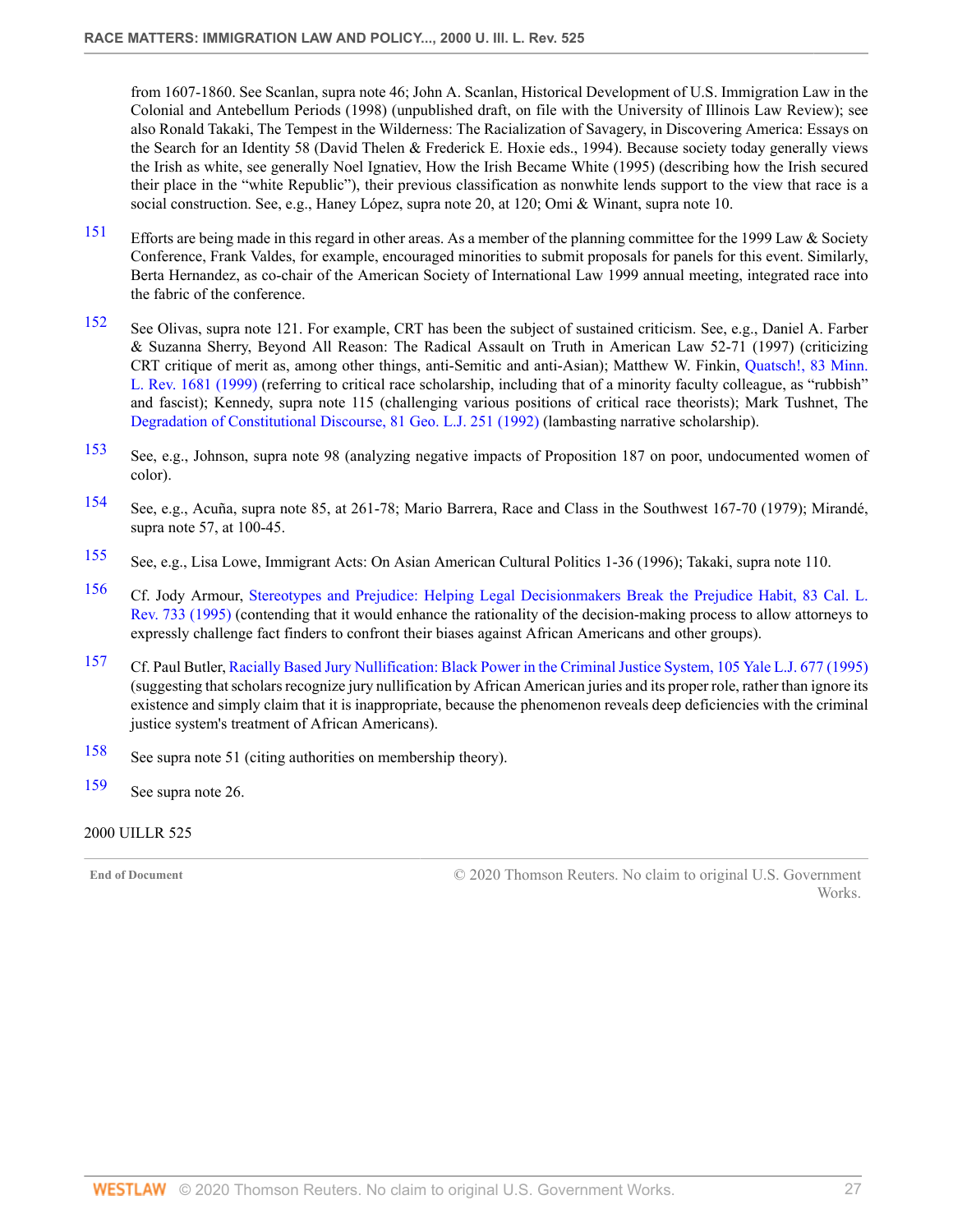from 1607-1860. See Scanlan, supra note 46; John A. Scanlan, Historical Development of U.S. Immigration Law in the Colonial and Antebellum Periods (1998) (unpublished draft, on file with the University of Illinois Law Review); see also Ronald Takaki, The Tempest in the Wilderness: The Racialization of Savagery, in Discovering America: Essays on the Search for an Identity 58 (David Thelen & Frederick E. Hoxie eds., 1994). Because society today generally views the Irish as white, see generally Noel Ignatiev, How the Irish Became White (1995) (describing how the Irish secured their place in the "white Republic"), their previous classification as nonwhite lends support to the view that race is a social construction. See, e.g., Haney López, supra note 20, at 120; Omi & Winant, supra note 10.

151 Efforts are being made in this regard in other areas. As a member of the planning committee for the 1999 Law & Society Conference, Frank Valdes, for example, encouraged minorities to submit proposals for panels for this event. Similarly, Berta Hernandez, as co-chair of the American Society of International Law 1999 annual meeting, integrated race into the fabric of the conference.

152 See Olivas, supra note 121. For example, CRT has been the subject of sustained criticism. See, e.g., Daniel A. Farber & Suzanna Sherry, Beyond All Reason: The Radical Assault on Truth in American Law 52-71 (1997) (criticizing CRT critique of merit as, among other things, anti-Semitic and anti-Asian); Matthew W. Finkin, Quatsch!, 83 Minn. L. Rev. 1681 (1999) (referring to critical race scholarship, including that of a minority faculty colleague, as "rubbish" and fascist); Kennedy, supra note 115 (challenging various positions of critical race theorists); Mark Tushnet, The Degradation of Constitutional Discourse, 81 Geo. L.J. 251 (1992) (lambasting narrative scholarship).

153 See, e.g., Johnson, supra note 98 (analyzing negative impacts of Proposition 187 on poor, undocumented women of color).

154 See, e.g., Acuña, supra note 85, at 261-78; Mario Barrera, Race and Class in the Southwest 167-70 (1979); Mirandé, supra note 57, at 100-45.

155 See, e.g., Lisa Lowe, Immigrant Acts: On Asian American Cultural Politics 1-36 (1996); Takaki, supra note 110.

156 Cf. Jody Armour, Stereotypes and Prejudice: Helping Legal Decisionmakers Break the Prejudice Habit, 83 Cal. L. Rev. 733 (1995) (contending that it would enhance the rationality of the decision-making process to allow attorneys to expressly challenge fact finders to confront their biases against African Americans and other groups).

157 Cf. Paul Butler, Racially Based Jury Nullification: Black Power in the Criminal Justice System, 105 Yale L.J. 677 (1995) (suggesting that scholars recognize jury nullification by African American juries and its proper role, rather than ignore its existence and simply claim that it is inappropriate, because the phenomenon reveals deep deficiencies with the criminal justice system's treatment of African Americans).

158 See supra note 51 (citing authorities on membership theory).

159 See supra note 26.

2000 UILLR 525

End of Document © 2020 Thomson Reuters. No claim to original U.S. Government Works.